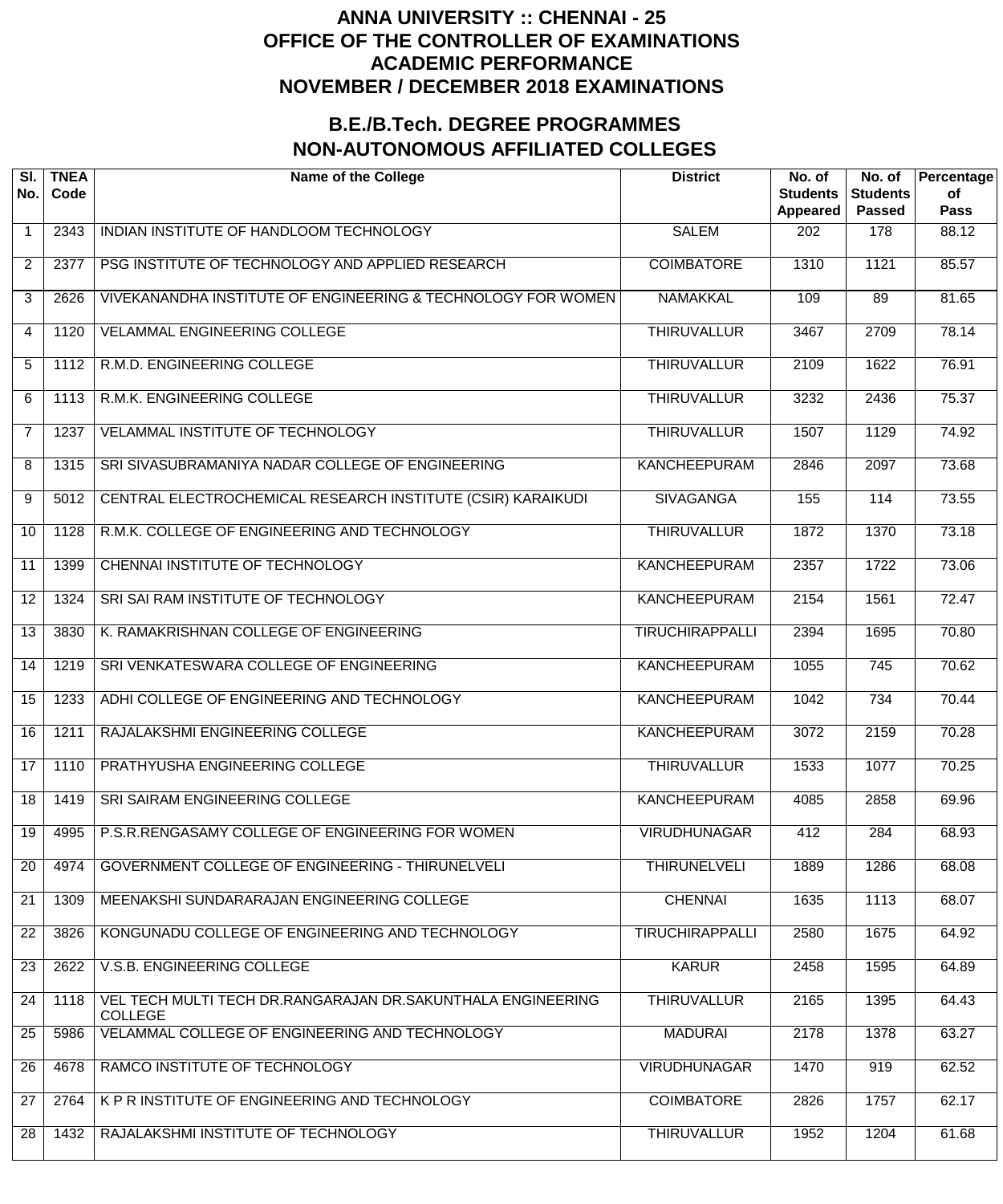# ANNA UNIVERSITY :: CHENNAI - 25
# OFFICE OF THE CONTROLLER OF EXAMINATIONS
# ACADEMIC PERFORMANCE
# NOVEMBER / DECEMBER 2018 EXAMINATIONS

## B.E./B.Tech. DEGREE PROGRAMMES
## NON-AUTONOMOUS AFFILIATED COLLEGES

| Sl. No. | TNEA Code | Name of the College | District | No. of Students Appeared | No. of Students Passed | Percentage of Pass |
|---|---|---|---|---|---|---|
| 1 | 2343 | INDIAN INSTITUTE OF HANDLOOM TECHNOLOGY | SALEM | 202 | 178 | 88.12 |
| 2 | 2377 | PSG INSTITUTE OF TECHNOLOGY AND APPLIED RESEARCH | COIMBATORE | 1310 | 1121 | 85.57 |
| 3 | 2626 | VIVEKANANDHA INSTITUTE OF ENGINEERING & TECHNOLOGY FOR WOMEN | NAMAKKAL | 109 | 89 | 81.65 |
| 4 | 1120 | VELAMMAL ENGINEERING COLLEGE | THIRUVALLUR | 3467 | 2709 | 78.14 |
| 5 | 1112 | R.M.D. ENGINEERING COLLEGE | THIRUVALLUR | 2109 | 1622 | 76.91 |
| 6 | 1113 | R.M.K. ENGINEERING COLLEGE | THIRUVALLUR | 3232 | 2436 | 75.37 |
| 7 | 1237 | VELAMMAL INSTITUTE OF TECHNOLOGY | THIRUVALLUR | 1507 | 1129 | 74.92 |
| 8 | 1315 | SRI SIVASUBRAMANIYA NADAR COLLEGE OF ENGINEERING | KANCHEEPURAM | 2846 | 2097 | 73.68 |
| 9 | 5012 | CENTRAL ELECTROCHEMICAL RESEARCH INSTITUTE (CSIR) KARAIKUDI | SIVAGANGA | 155 | 114 | 73.55 |
| 10 | 1128 | R.M.K. COLLEGE OF ENGINEERING AND TECHNOLOGY | THIRUVALLUR | 1872 | 1370 | 73.18 |
| 11 | 1399 | CHENNAI INSTITUTE OF TECHNOLOGY | KANCHEEPURAM | 2357 | 1722 | 73.06 |
| 12 | 1324 | SRI SAI RAM INSTITUTE OF TECHNOLOGY | KANCHEEPURAM | 2154 | 1561 | 72.47 |
| 13 | 3830 | K. RAMAKRISHNAN COLLEGE OF ENGINEERING | TIRUCHIRAPPALLI | 2394 | 1695 | 70.80 |
| 14 | 1219 | SRI VENKATESWARA COLLEGE OF ENGINEERING | KANCHEEPURAM | 1055 | 745 | 70.62 |
| 15 | 1233 | ADHI COLLEGE OF ENGINEERING AND TECHNOLOGY | KANCHEEPURAM | 1042 | 734 | 70.44 |
| 16 | 1211 | RAJALAKSHMI ENGINEERING COLLEGE | KANCHEEPURAM | 3072 | 2159 | 70.28 |
| 17 | 1110 | PRATHYUSHA ENGINEERING COLLEGE | THIRUVALLUR | 1533 | 1077 | 70.25 |
| 18 | 1419 | SRI SAIRAM ENGINEERING COLLEGE | KANCHEEPURAM | 4085 | 2858 | 69.96 |
| 19 | 4995 | P.S.R.RENGASAMY COLLEGE OF ENGINEERING FOR WOMEN | VIRUDHUNAGAR | 412 | 284 | 68.93 |
| 20 | 4974 | GOVERNMENT COLLEGE OF ENGINEERING - THIRUNELVELI | THIRUNELVELI | 1889 | 1286 | 68.08 |
| 21 | 1309 | MEENAKSHI SUNDARARAJAN ENGINEERING COLLEGE | CHENNAI | 1635 | 1113 | 68.07 |
| 22 | 3826 | KONGUNADU COLLEGE OF ENGINEERING AND TECHNOLOGY | TIRUCHIRAPPALLI | 2580 | 1675 | 64.92 |
| 23 | 2622 | V.S.B. ENGINEERING COLLEGE | KARUR | 2458 | 1595 | 64.89 |
| 24 | 1118 | VEL TECH MULTI TECH DR.RANGARAJAN DR.SAKUNTHALA ENGINEERING COLLEGE | THIRUVALLUR | 2165 | 1395 | 64.43 |
| 25 | 5986 | VELAMMAL COLLEGE OF ENGINEERING AND TECHNOLOGY | MADURAI | 2178 | 1378 | 63.27 |
| 26 | 4678 | RAMCO INSTITUTE OF TECHNOLOGY | VIRUDHUNAGAR | 1470 | 919 | 62.52 |
| 27 | 2764 | K P R INSTITUTE OF ENGINEERING AND TECHNOLOGY | COIMBATORE | 2826 | 1757 | 62.17 |
| 28 | 1432 | RAJALAKSHMI INSTITUTE OF TECHNOLOGY | THIRUVALLUR | 1952 | 1204 | 61.68 |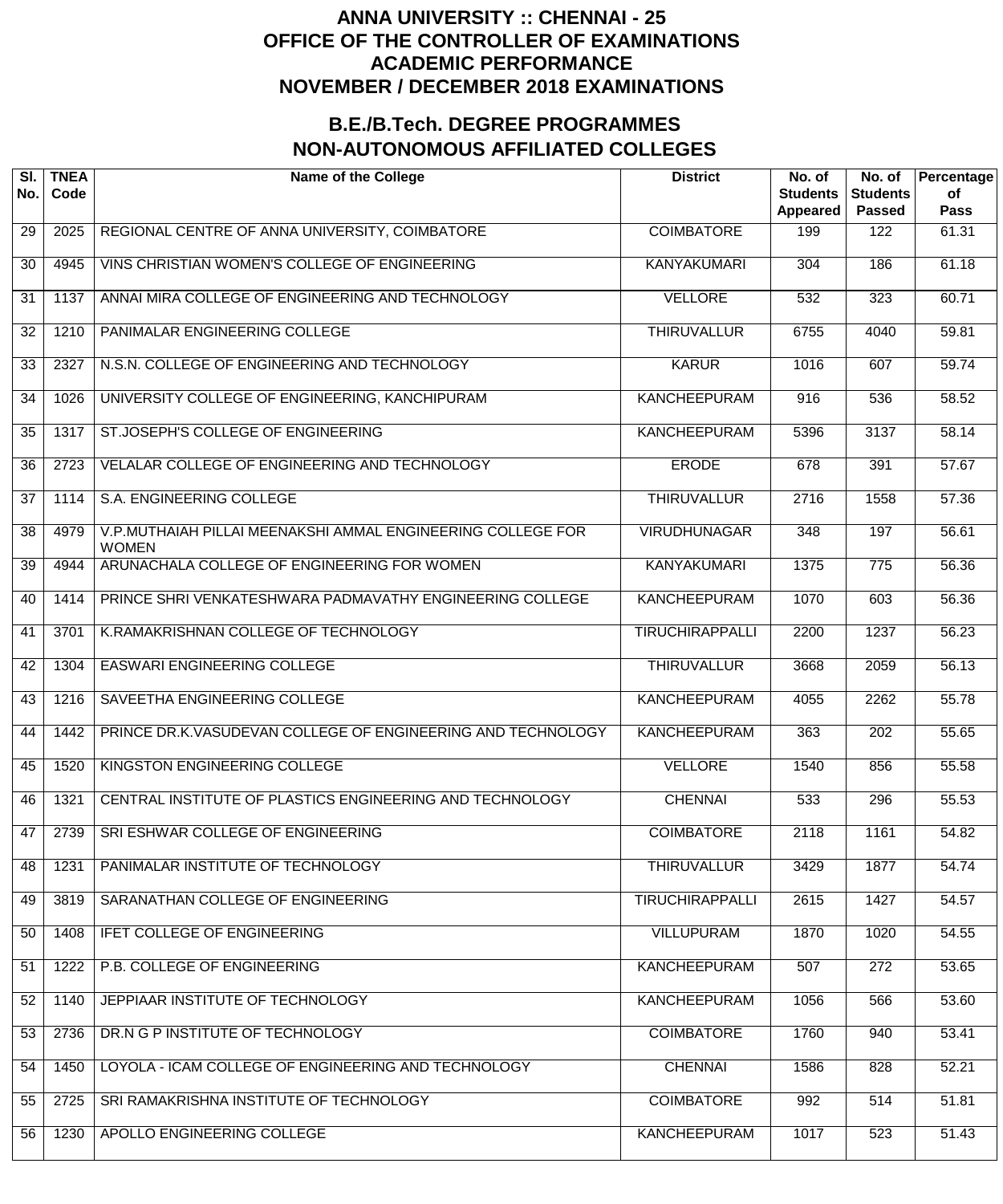# ANNA UNIVERSITY :: CHENNAI - 25
# OFFICE OF THE CONTROLLER OF EXAMINATIONS
# ACADEMIC PERFORMANCE
# NOVEMBER / DECEMBER 2018 EXAMINATIONS

## B.E./B.Tech. DEGREE PROGRAMMES
## NON-AUTONOMOUS AFFILIATED COLLEGES

| Sl. No. | TNEA Code | Name of the College | District | No. of Students Appeared | No. of Students Passed | Percentage of Pass |
|---|---|---|---|---|---|---|
| 29 | 2025 | REGIONAL CENTRE OF ANNA UNIVERSITY, COIMBATORE | COIMBATORE | 199 | 122 | 61.31 |
| 30 | 4945 | VINS CHRISTIAN WOMEN'S COLLEGE OF ENGINEERING | KANYAKUMARI | 304 | 186 | 61.18 |
| 31 | 1137 | ANNAI MIRA COLLEGE OF ENGINEERING AND TECHNOLOGY | VELLORE | 532 | 323 | 60.71 |
| 32 | 1210 | PANIMALAR ENGINEERING COLLEGE | THIRUVALLUR | 6755 | 4040 | 59.81 |
| 33 | 2327 | N.S.N. COLLEGE OF ENGINEERING AND TECHNOLOGY | KARUR | 1016 | 607 | 59.74 |
| 34 | 1026 | UNIVERSITY COLLEGE OF ENGINEERING, KANCHIPURAM | KANCHEEPURAM | 916 | 536 | 58.52 |
| 35 | 1317 | ST.JOSEPH'S COLLEGE OF ENGINEERING | KANCHEEPURAM | 5396 | 3137 | 58.14 |
| 36 | 2723 | VELALAR COLLEGE OF ENGINEERING AND TECHNOLOGY | ERODE | 678 | 391 | 57.67 |
| 37 | 1114 | S.A. ENGINEERING COLLEGE | THIRUVALLUR | 2716 | 1558 | 57.36 |
| 38 | 4979 | V.P.MUTHAIAH PILLAI MEENAKSHI AMMAL ENGINEERING COLLEGE FOR WOMEN | VIRUDHUNAGAR | 348 | 197 | 56.61 |
| 39 | 4944 | ARUNACHALA COLLEGE OF ENGINEERING FOR WOMEN | KANYAKUMARI | 1375 | 775 | 56.36 |
| 40 | 1414 | PRINCE SHRI VENKATESHWARA PADMAVATHY ENGINEERING COLLEGE | KANCHEEPURAM | 1070 | 603 | 56.36 |
| 41 | 3701 | K.RAMAKRISHNAN COLLEGE OF TECHNOLOGY | TIRUCHIRAPPALLI | 2200 | 1237 | 56.23 |
| 42 | 1304 | EASWARI ENGINEERING COLLEGE | THIRUVALLUR | 3668 | 2059 | 56.13 |
| 43 | 1216 | SAVEETHA ENGINEERING COLLEGE | KANCHEEPURAM | 4055 | 2262 | 55.78 |
| 44 | 1442 | PRINCE DR.K.VASUDEVAN COLLEGE OF ENGINEERING AND TECHNOLOGY | KANCHEEPURAM | 363 | 202 | 55.65 |
| 45 | 1520 | KINGSTON ENGINEERING COLLEGE | VELLORE | 1540 | 856 | 55.58 |
| 46 | 1321 | CENTRAL INSTITUTE OF PLASTICS ENGINEERING AND TECHNOLOGY | CHENNAI | 533 | 296 | 55.53 |
| 47 | 2739 | SRI ESHWAR COLLEGE OF ENGINEERING | COIMBATORE | 2118 | 1161 | 54.82 |
| 48 | 1231 | PANIMALAR INSTITUTE OF TECHNOLOGY | THIRUVALLUR | 3429 | 1877 | 54.74 |
| 49 | 3819 | SARANATHAN COLLEGE OF ENGINEERING | TIRUCHIRAPPALLI | 2615 | 1427 | 54.57 |
| 50 | 1408 | IFET COLLEGE OF ENGINEERING | VILLUPURAM | 1870 | 1020 | 54.55 |
| 51 | 1222 | P.B. COLLEGE OF ENGINEERING | KANCHEEPURAM | 507 | 272 | 53.65 |
| 52 | 1140 | JEPPIAAR INSTITUTE OF TECHNOLOGY | KANCHEEPURAM | 1056 | 566 | 53.60 |
| 53 | 2736 | DR.N G P INSTITUTE OF TECHNOLOGY | COIMBATORE | 1760 | 940 | 53.41 |
| 54 | 1450 | LOYOLA - ICAM COLLEGE OF ENGINEERING AND TECHNOLOGY | CHENNAI | 1586 | 828 | 52.21 |
| 55 | 2725 | SRI RAMAKRISHNA INSTITUTE OF TECHNOLOGY | COIMBATORE | 992 | 514 | 51.81 |
| 56 | 1230 | APOLLO ENGINEERING COLLEGE | KANCHEEPURAM | 1017 | 523 | 51.43 |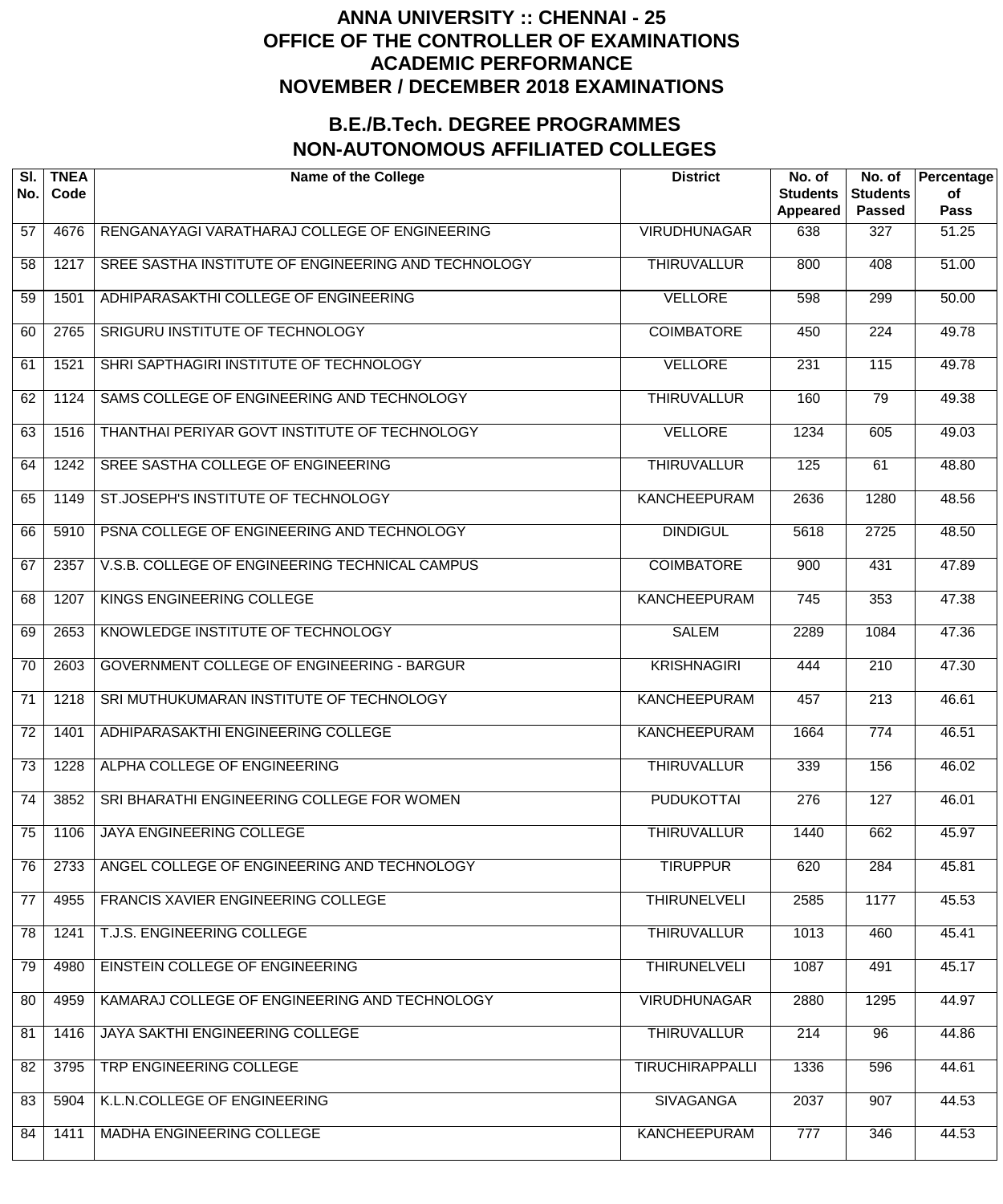# ANNA UNIVERSITY :: CHENNAI - 25
# OFFICE OF THE CONTROLLER OF EXAMINATIONS
# ACADEMIC PERFORMANCE
# NOVEMBER / DECEMBER 2018 EXAMINATIONS

## B.E./B.Tech. DEGREE PROGRAMMES
## NON-AUTONOMOUS AFFILIATED COLLEGES

| Sl. No. | TNEA Code | Name of the College | District | No. of Students Appeared | No. of Students Passed | Percentage of Pass |
|---|---|---|---|---|---|---|
| 57 | 4676 | RENGANAYAGI VARATHARAJ COLLEGE OF ENGINEERING | VIRUDHUNAGAR | 638 | 327 | 51.25 |
| 58 | 1217 | SREE SASTHA INSTITUTE OF ENGINEERING AND TECHNOLOGY | THIRUVALLUR | 800 | 408 | 51.00 |
| 59 | 1501 | ADHIPARASAKTHI COLLEGE OF ENGINEERING | VELLORE | 598 | 299 | 50.00 |
| 60 | 2765 | SRIGURU INSTITUTE OF TECHNOLOGY | COIMBATORE | 450 | 224 | 49.78 |
| 61 | 1521 | SHRI SAPTHAGIRI INSTITUTE OF TECHNOLOGY | VELLORE | 231 | 115 | 49.78 |
| 62 | 1124 | SAMS COLLEGE OF ENGINEERING AND TECHNOLOGY | THIRUVALLUR | 160 | 79 | 49.38 |
| 63 | 1516 | THANTHAI PERIYAR GOVT INSTITUTE OF TECHNOLOGY | VELLORE | 1234 | 605 | 49.03 |
| 64 | 1242 | SREE SASTHA COLLEGE OF ENGINEERING | THIRUVALLUR | 125 | 61 | 48.80 |
| 65 | 1149 | ST.JOSEPH'S INSTITUTE OF TECHNOLOGY | KANCHEEPURAM | 2636 | 1280 | 48.56 |
| 66 | 5910 | PSNA COLLEGE OF ENGINEERING AND TECHNOLOGY | DINDIGUL | 5618 | 2725 | 48.50 |
| 67 | 2357 | V.S.B. COLLEGE OF ENGINEERING TECHNICAL CAMPUS | COIMBATORE | 900 | 431 | 47.89 |
| 68 | 1207 | KINGS ENGINEERING COLLEGE | KANCHEEPURAM | 745 | 353 | 47.38 |
| 69 | 2653 | KNOWLEDGE INSTITUTE OF TECHNOLOGY | SALEM | 2289 | 1084 | 47.36 |
| 70 | 2603 | GOVERNMENT COLLEGE OF ENGINEERING - BARGUR | KRISHNAGIRI | 444 | 210 | 47.30 |
| 71 | 1218 | SRI MUTHUKUMARAN INSTITUTE OF TECHNOLOGY | KANCHEEPURAM | 457 | 213 | 46.61 |
| 72 | 1401 | ADHIPARASAKTHI ENGINEERING COLLEGE | KANCHEEPURAM | 1664 | 774 | 46.51 |
| 73 | 1228 | ALPHA COLLEGE OF ENGINEERING | THIRUVALLUR | 339 | 156 | 46.02 |
| 74 | 3852 | SRI BHARATHI ENGINEERING COLLEGE FOR WOMEN | PUDUKOTTAI | 276 | 127 | 46.01 |
| 75 | 1106 | JAYA ENGINEERING COLLEGE | THIRUVALLUR | 1440 | 662 | 45.97 |
| 76 | 2733 | ANGEL COLLEGE OF ENGINEERING AND TECHNOLOGY | TIRUPPUR | 620 | 284 | 45.81 |
| 77 | 4955 | FRANCIS XAVIER ENGINEERING COLLEGE | THIRUNELVELI | 2585 | 1177 | 45.53 |
| 78 | 1241 | T.J.S. ENGINEERING COLLEGE | THIRUVALLUR | 1013 | 460 | 45.41 |
| 79 | 4980 | EINSTEIN COLLEGE OF ENGINEERING | THIRUNELVELI | 1087 | 491 | 45.17 |
| 80 | 4959 | KAMARAJ COLLEGE OF ENGINEERING AND TECHNOLOGY | VIRUDHUNAGAR | 2880 | 1295 | 44.97 |
| 81 | 1416 | JAYA SAKTHI ENGINEERING COLLEGE | THIRUVALLUR | 214 | 96 | 44.86 |
| 82 | 3795 | TRP ENGINEERING COLLEGE | TIRUCHIRAPPALLI | 1336 | 596 | 44.61 |
| 83 | 5904 | K.L.N.COLLEGE OF ENGINEERING | SIVAGANGA | 2037 | 907 | 44.53 |
| 84 | 1411 | MADHA ENGINEERING COLLEGE | KANCHEEPURAM | 777 | 346 | 44.53 |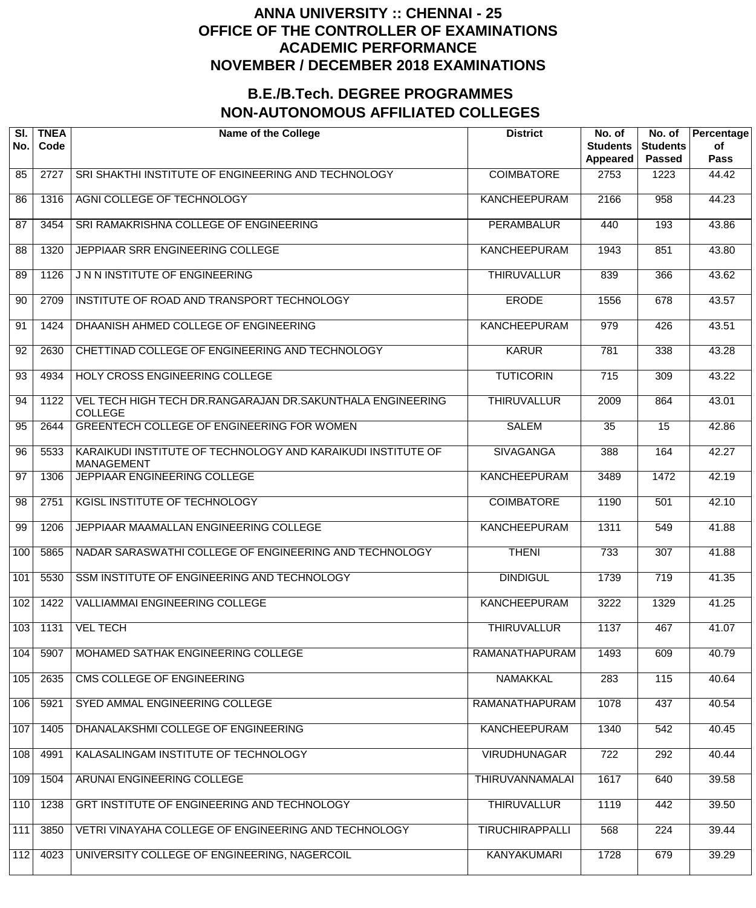# ANNA UNIVERSITY :: CHENNAI - 25
# OFFICE OF THE CONTROLLER OF EXAMINATIONS
# ACADEMIC PERFORMANCE
# NOVEMBER / DECEMBER 2018 EXAMINATIONS

## B.E./B.Tech. DEGREE PROGRAMMES
## NON-AUTONOMOUS AFFILIATED COLLEGES

| Sl. No. | TNEA Code | Name of the College | District | No. of Students Appeared | No. of Students Passed | Percentage of Pass |
|---|---|---|---|---|---|---|
| 85 | 2727 | SRI SHAKTHI INSTITUTE OF ENGINEERING AND TECHNOLOGY | COIMBATORE | 2753 | 1223 | 44.42 |
| 86 | 1316 | AGNI COLLEGE OF TECHNOLOGY | KANCHEEPURAM | 2166 | 958 | 44.23 |
| 87 | 3454 | SRI RAMAKRISHNA COLLEGE OF ENGINEERING | PERAMBALUR | 440 | 193 | 43.86 |
| 88 | 1320 | JEPPIAAR SRR ENGINEERING COLLEGE | KANCHEEPURAM | 1943 | 851 | 43.80 |
| 89 | 1126 | J N N INSTITUTE OF ENGINEERING | THIRUVALLUR | 839 | 366 | 43.62 |
| 90 | 2709 | INSTITUTE OF ROAD AND TRANSPORT TECHNOLOGY | ERODE | 1556 | 678 | 43.57 |
| 91 | 1424 | DHAANISH AHMED COLLEGE OF ENGINEERING | KANCHEEPURAM | 979 | 426 | 43.51 |
| 92 | 2630 | CHETTINAD COLLEGE OF ENGINEERING AND TECHNOLOGY | KARUR | 781 | 338 | 43.28 |
| 93 | 4934 | HOLY CROSS ENGINEERING COLLEGE | TUTICORIN | 715 | 309 | 43.22 |
| 94 | 1122 | VEL TECH HIGH TECH DR.RANGARAJAN DR.SAKUNTHALA ENGINEERING COLLEGE | THIRUVALLUR | 2009 | 864 | 43.01 |
| 95 | 2644 | GREENTECH COLLEGE OF ENGINEERING FOR WOMEN | SALEM | 35 | 15 | 42.86 |
| 96 | 5533 | KARAIKUDI INSTITUTE OF TECHNOLOGY AND KARAIKUDI INSTITUTE OF MANAGEMENT | SIVAGANGA | 388 | 164 | 42.27 |
| 97 | 1306 | JEPPIAAR ENGINEERING COLLEGE | KANCHEEPURAM | 3489 | 1472 | 42.19 |
| 98 | 2751 | KGISL INSTITUTE OF TECHNOLOGY | COIMBATORE | 1190 | 501 | 42.10 |
| 99 | 1206 | JEPPIAAR MAAMALLAN ENGINEERING COLLEGE | KANCHEEPURAM | 1311 | 549 | 41.88 |
| 100 | 5865 | NADAR SARASWATHI COLLEGE OF ENGINEERING AND TECHNOLOGY | THENI | 733 | 307 | 41.88 |
| 101 | 5530 | SSM INSTITUTE OF ENGINEERING AND TECHNOLOGY | DINDIGUL | 1739 | 719 | 41.35 |
| 102 | 1422 | VALLIAMMAI ENGINEERING COLLEGE | KANCHEEPURAM | 3222 | 1329 | 41.25 |
| 103 | 1131 | VEL TECH | THIRUVALLUR | 1137 | 467 | 41.07 |
| 104 | 5907 | MOHAMED SATHAK ENGINEERING COLLEGE | RAMANATHAPURAM | 1493 | 609 | 40.79 |
| 105 | 2635 | CMS COLLEGE OF ENGINEERING | NAMAKKAL | 283 | 115 | 40.64 |
| 106 | 5921 | SYED AMMAL ENGINEERING COLLEGE | RAMANATHAPURAM | 1078 | 437 | 40.54 |
| 107 | 1405 | DHANALAKSHMI COLLEGE OF ENGINEERING | KANCHEEPURAM | 1340 | 542 | 40.45 |
| 108 | 4991 | KALASALINGAM INSTITUTE OF TECHNOLOGY | VIRUDHUNAGAR | 722 | 292 | 40.44 |
| 109 | 1504 | ARUNAI ENGINEERING COLLEGE | THIRUVANNAMALAI | 1617 | 640 | 39.58 |
| 110 | 1238 | GRT INSTITUTE OF ENGINEERING AND TECHNOLOGY | THIRUVALLUR | 1119 | 442 | 39.50 |
| 111 | 3850 | VETRI VINAYAHA COLLEGE OF ENGINEERING AND TECHNOLOGY | TIRUCHIRAPPALLI | 568 | 224 | 39.44 |
| 112 | 4023 | UNIVERSITY COLLEGE OF ENGINEERING, NAGERCOIL | KANYAKUMARI | 1728 | 679 | 39.29 |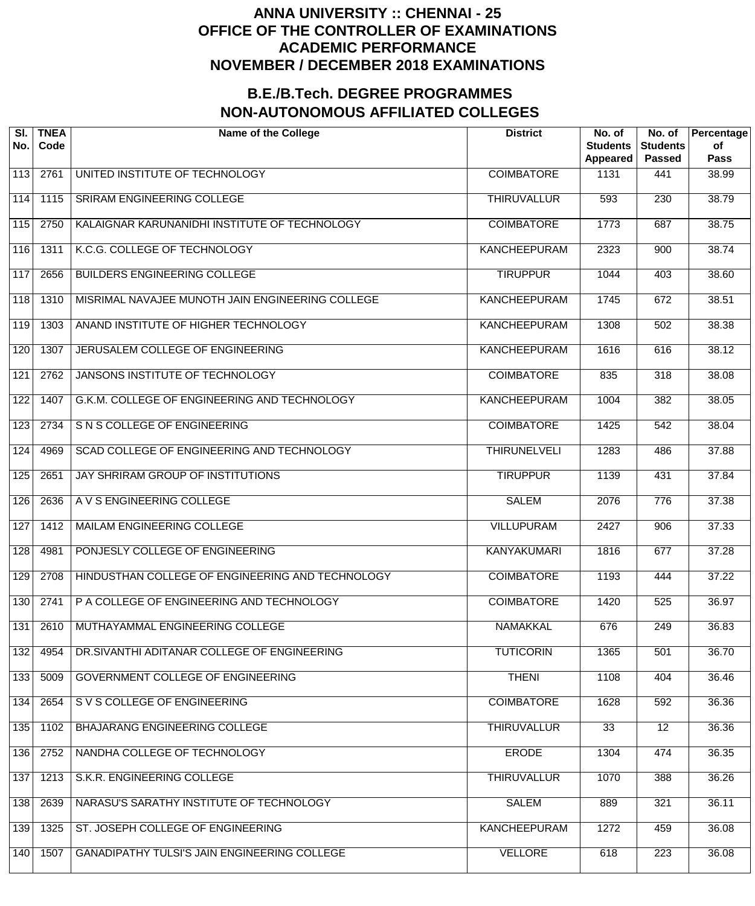# ANNA UNIVERSITY :: CHENNAI - 25
# OFFICE OF THE CONTROLLER OF EXAMINATIONS
# ACADEMIC PERFORMANCE
# NOVEMBER / DECEMBER 2018 EXAMINATIONS

## B.E./B.Tech. DEGREE PROGRAMMES
## NON-AUTONOMOUS AFFILIATED COLLEGES

| Sl. No. | TNEA Code | Name of the College | District | No. of Students Appeared | No. of Students Passed | Percentage of Pass |
|---|---|---|---|---|---|---|
| 113 | 2761 | UNITED INSTITUTE OF TECHNOLOGY | COIMBATORE | 1131 | 441 | 38.99 |
| 114 | 1115 | SRIRAM ENGINEERING COLLEGE | THIRUVALLUR | 593 | 230 | 38.79 |
| 115 | 2750 | KALAIGNAR KARUNANIDHI INSTITUTE OF TECHNOLOGY | COIMBATORE | 1773 | 687 | 38.75 |
| 116 | 1311 | K.C.G. COLLEGE OF TECHNOLOGY | KANCHEEPURAM | 2323 | 900 | 38.74 |
| 117 | 2656 | BUILDERS ENGINEERING COLLEGE | TIRUPPUR | 1044 | 403 | 38.60 |
| 118 | 1310 | MISRIMAL NAVAJEE MUNOTH JAIN ENGINEERING COLLEGE | KANCHEEPURAM | 1745 | 672 | 38.51 |
| 119 | 1303 | ANAND INSTITUTE OF HIGHER TECHNOLOGY | KANCHEEPURAM | 1308 | 502 | 38.38 |
| 120 | 1307 | JERUSALEM COLLEGE OF ENGINEERING | KANCHEEPURAM | 1616 | 616 | 38.12 |
| 121 | 2762 | JANSONS INSTITUTE OF TECHNOLOGY | COIMBATORE | 835 | 318 | 38.08 |
| 122 | 1407 | G.K.M. COLLEGE OF ENGINEERING AND TECHNOLOGY | KANCHEEPURAM | 1004 | 382 | 38.05 |
| 123 | 2734 | S N S COLLEGE OF ENGINEERING | COIMBATORE | 1425 | 542 | 38.04 |
| 124 | 4969 | SCAD COLLEGE OF ENGINEERING AND TECHNOLOGY | THIRUNELVELI | 1283 | 486 | 37.88 |
| 125 | 2651 | JAY SHRIRAM GROUP OF INSTITUTIONS | TIRUPPUR | 1139 | 431 | 37.84 |
| 126 | 2636 | A V S ENGINEERING COLLEGE | SALEM | 2076 | 776 | 37.38 |
| 127 | 1412 | MAILAM ENGINEERING COLLEGE | VILLUPURAM | 2427 | 906 | 37.33 |
| 128 | 4981 | PONJESLY COLLEGE OF ENGINEERING | KANYAKUMARI | 1816 | 677 | 37.28 |
| 129 | 2708 | HINDUSTHAN COLLEGE OF ENGINEERING AND TECHNOLOGY | COIMBATORE | 1193 | 444 | 37.22 |
| 130 | 2741 | P A COLLEGE OF ENGINEERING AND TECHNOLOGY | COIMBATORE | 1420 | 525 | 36.97 |
| 131 | 2610 | MUTHAYAMMAL ENGINEERING COLLEGE | NAMAKKAL | 676 | 249 | 36.83 |
| 132 | 4954 | DR.SIVANTHI ADITANAR COLLEGE OF ENGINEERING | TUTICORIN | 1365 | 501 | 36.70 |
| 133 | 5009 | GOVERNMENT COLLEGE OF ENGINEERING | THENI | 1108 | 404 | 36.46 |
| 134 | 2654 | S V S COLLEGE OF ENGINEERING | COIMBATORE | 1628 | 592 | 36.36 |
| 135 | 1102 | BHAJARANG ENGINEERING COLLEGE | THIRUVALLUR | 33 | 12 | 36.36 |
| 136 | 2752 | NANDHA COLLEGE OF TECHNOLOGY | ERODE | 1304 | 474 | 36.35 |
| 137 | 1213 | S.K.R. ENGINEERING COLLEGE | THIRUVALLUR | 1070 | 388 | 36.26 |
| 138 | 2639 | NARASU'S SARATHY INSTITUTE OF TECHNOLOGY | SALEM | 889 | 321 | 36.11 |
| 139 | 1325 | ST. JOSEPH COLLEGE OF ENGINEERING | KANCHEEPURAM | 1272 | 459 | 36.08 |
| 140 | 1507 | GANADIPATHY TULSI'S JAIN ENGINEERING COLLEGE | VELLORE | 618 | 223 | 36.08 |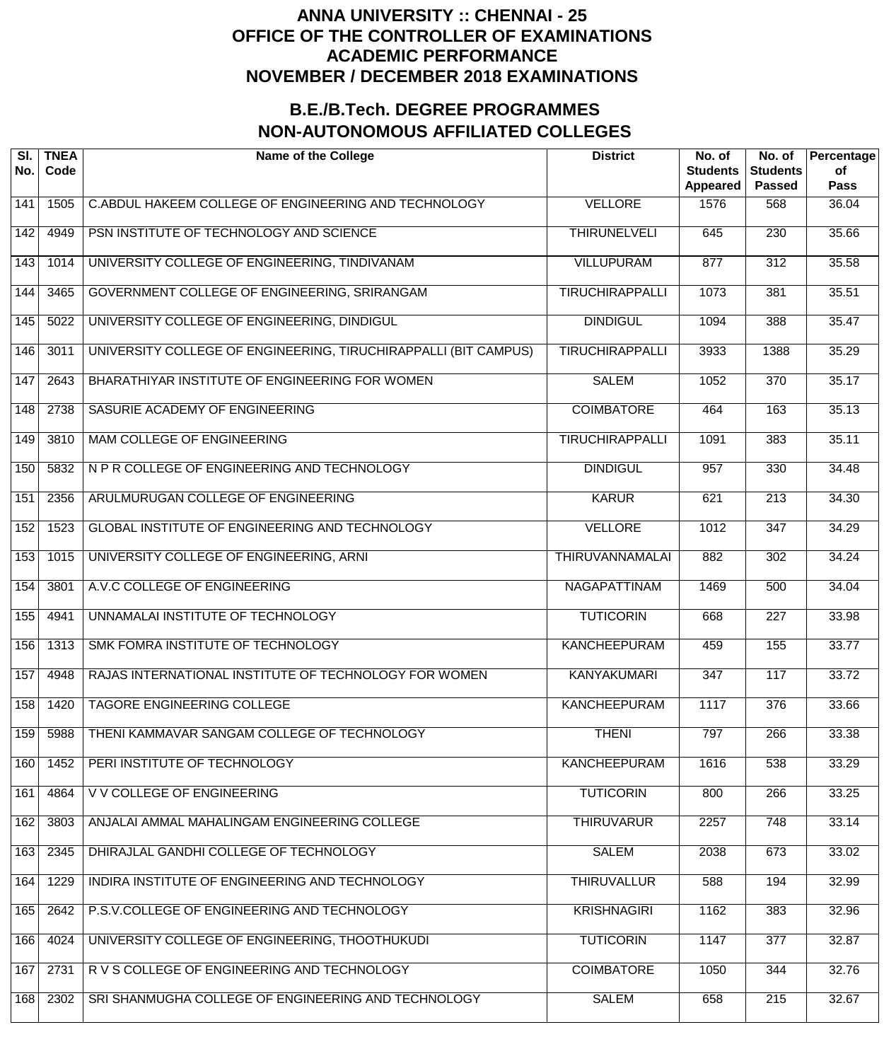# ANNA UNIVERSITY :: CHENNAI - 25
# OFFICE OF THE CONTROLLER OF EXAMINATIONS
# ACADEMIC PERFORMANCE
# NOVEMBER / DECEMBER 2018 EXAMINATIONS

## B.E./B.Tech. DEGREE PROGRAMMES
## NON-AUTONOMOUS AFFILIATED COLLEGES

| Sl. No. | TNEA Code | Name of the College | District | No. of Students Appeared | No. of Students Passed | Percentage of Pass |
|---|---|---|---|---|---|---|
| 141 | 1505 | C.ABDUL HAKEEM COLLEGE OF ENGINEERING AND TECHNOLOGY | VELLORE | 1576 | 568 | 36.04 |
| 142 | 4949 | PSN INSTITUTE OF TECHNOLOGY AND SCIENCE | THIRUNELVELI | 645 | 230 | 35.66 |
| 143 | 1014 | UNIVERSITY COLLEGE OF ENGINEERING, TINDIVANAM | VILLUPURAM | 877 | 312 | 35.58 |
| 144 | 3465 | GOVERNMENT COLLEGE OF ENGINEERING, SRIRANGAM | TIRUCHIRAPPALLI | 1073 | 381 | 35.51 |
| 145 | 5022 | UNIVERSITY COLLEGE OF ENGINEERING, DINDIGUL | DINDIGUL | 1094 | 388 | 35.47 |
| 146 | 3011 | UNIVERSITY COLLEGE OF ENGINEERING, TIRUCHIRAPPALLI (BIT CAMPUS) | TIRUCHIRAPPALLI | 3933 | 1388 | 35.29 |
| 147 | 2643 | BHARATHIYAR INSTITUTE OF ENGINEERING FOR WOMEN | SALEM | 1052 | 370 | 35.17 |
| 148 | 2738 | SASURIE ACADEMY OF ENGINEERING | COIMBATORE | 464 | 163 | 35.13 |
| 149 | 3810 | MAM COLLEGE OF ENGINEERING | TIRUCHIRAPPALLI | 1091 | 383 | 35.11 |
| 150 | 5832 | N P R COLLEGE OF ENGINEERING AND TECHNOLOGY | DINDIGUL | 957 | 330 | 34.48 |
| 151 | 2356 | ARULMURUGAN COLLEGE OF ENGINEERING | KARUR | 621 | 213 | 34.30 |
| 152 | 1523 | GLOBAL INSTITUTE OF ENGINEERING AND TECHNOLOGY | VELLORE | 1012 | 347 | 34.29 |
| 153 | 1015 | UNIVERSITY COLLEGE OF ENGINEERING, ARNI | THIRUVANNAMALAI | 882 | 302 | 34.24 |
| 154 | 3801 | A.V.C COLLEGE OF ENGINEERING | NAGAPATTINAM | 1469 | 500 | 34.04 |
| 155 | 4941 | UNNAMALAI INSTITUTE OF TECHNOLOGY | TUTICORIN | 668 | 227 | 33.98 |
| 156 | 1313 | SMK FOMRA INSTITUTE OF TECHNOLOGY | KANCHEEPURAM | 459 | 155 | 33.77 |
| 157 | 4948 | RAJAS INTERNATIONAL INSTITUTE OF TECHNOLOGY FOR WOMEN | KANYAKUMARI | 347 | 117 | 33.72 |
| 158 | 1420 | TAGORE ENGINEERING COLLEGE | KANCHEEPURAM | 1117 | 376 | 33.66 |
| 159 | 5988 | THENI KAMMAVAR SANGAM COLLEGE OF TECHNOLOGY | THENI | 797 | 266 | 33.38 |
| 160 | 1452 | PERI INSTITUTE OF TECHNOLOGY | KANCHEEPURAM | 1616 | 538 | 33.29 |
| 161 | 4864 | V V COLLEGE OF ENGINEERING | TUTICORIN | 800 | 266 | 33.25 |
| 162 | 3803 | ANJALAI AMMAL MAHALINGAM ENGINEERING COLLEGE | THIRUVARUR | 2257 | 748 | 33.14 |
| 163 | 2345 | DHIRAJLAL GANDHI COLLEGE OF TECHNOLOGY | SALEM | 2038 | 673 | 33.02 |
| 164 | 1229 | INDIRA INSTITUTE OF ENGINEERING AND TECHNOLOGY | THIRUVALLUR | 588 | 194 | 32.99 |
| 165 | 2642 | P.S.V.COLLEGE OF ENGINEERING AND TECHNOLOGY | KRISHNAGIRI | 1162 | 383 | 32.96 |
| 166 | 4024 | UNIVERSITY COLLEGE OF ENGINEERING, THOOTHUKUDI | TUTICORIN | 1147 | 377 | 32.87 |
| 167 | 2731 | R V S COLLEGE OF ENGINEERING AND TECHNOLOGY | COIMBATORE | 1050 | 344 | 32.76 |
| 168 | 2302 | SRI SHANMUGHA COLLEGE OF ENGINEERING AND TECHNOLOGY | SALEM | 658 | 215 | 32.67 |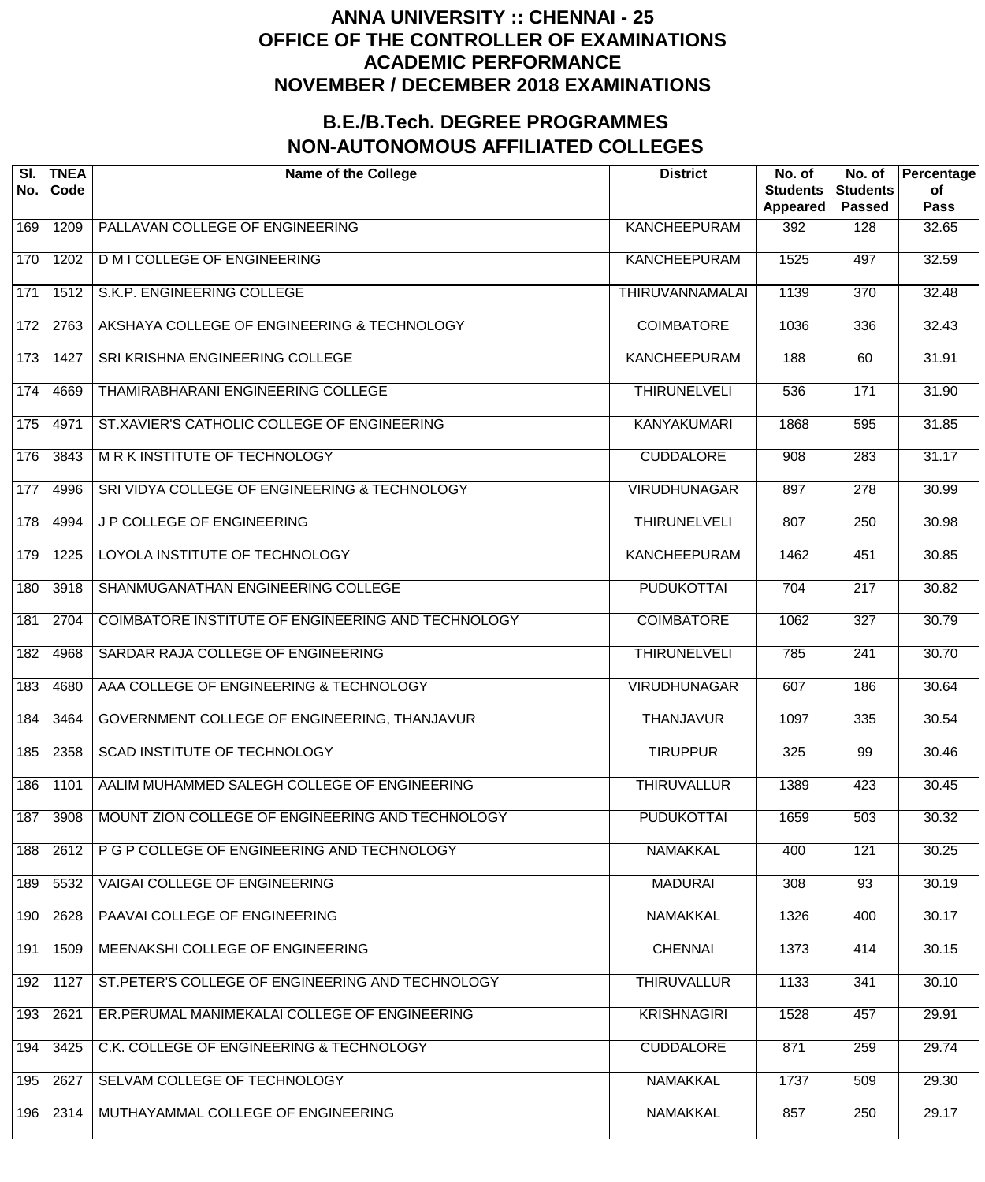# ANNA UNIVERSITY :: CHENNAI - 25
# OFFICE OF THE CONTROLLER OF EXAMINATIONS
# ACADEMIC PERFORMANCE
# NOVEMBER / DECEMBER 2018 EXAMINATIONS

## B.E./B.Tech. DEGREE PROGRAMMES
## NON-AUTONOMOUS AFFILIATED COLLEGES

| Sl. No. | TNEA Code | Name of the College | District | No. of Students Appeared | No. of Students Passed | Percentage of Pass |
|---|---|---|---|---|---|---|
| 169 | 1209 | PALLAVAN COLLEGE OF ENGINEERING | KANCHEEPURAM | 392 | 128 | 32.65 |
| 170 | 1202 | D M I COLLEGE OF ENGINEERING | KANCHEEPURAM | 1525 | 497 | 32.59 |
| 171 | 1512 | S.K.P. ENGINEERING COLLEGE | THIRUVANNAMALAI | 1139 | 370 | 32.48 |
| 172 | 2763 | AKSHAYA COLLEGE OF ENGINEERING & TECHNOLOGY | COIMBATORE | 1036 | 336 | 32.43 |
| 173 | 1427 | SRI KRISHNA ENGINEERING COLLEGE | KANCHEEPURAM | 188 | 60 | 31.91 |
| 174 | 4669 | THAMIRABHARANI ENGINEERING COLLEGE | THIRUNELVELI | 536 | 171 | 31.90 |
| 175 | 4971 | ST.XAVIER'S CATHOLIC COLLEGE OF ENGINEERING | KANYAKUMARI | 1868 | 595 | 31.85 |
| 176 | 3843 | M R K INSTITUTE OF TECHNOLOGY | CUDDALORE | 908 | 283 | 31.17 |
| 177 | 4996 | SRI VIDYA COLLEGE OF ENGINEERING & TECHNOLOGY | VIRUDHUNAGAR | 897 | 278 | 30.99 |
| 178 | 4994 | J P COLLEGE OF ENGINEERING | THIRUNELVELI | 807 | 250 | 30.98 |
| 179 | 1225 | LOYOLA INSTITUTE OF TECHNOLOGY | KANCHEEPURAM | 1462 | 451 | 30.85 |
| 180 | 3918 | SHANMUGANATHAN ENGINEERING COLLEGE | PUDUKOTTAI | 704 | 217 | 30.82 |
| 181 | 2704 | COIMBATORE INSTITUTE OF ENGINEERING AND TECHNOLOGY | COIMBATORE | 1062 | 327 | 30.79 |
| 182 | 4968 | SARDAR RAJA COLLEGE OF ENGINEERING | THIRUNELVELI | 785 | 241 | 30.70 |
| 183 | 4680 | AAA COLLEGE OF ENGINEERING & TECHNOLOGY | VIRUDHUNAGAR | 607 | 186 | 30.64 |
| 184 | 3464 | GOVERNMENT COLLEGE OF ENGINEERING, THANJAVUR | THANJAVUR | 1097 | 335 | 30.54 |
| 185 | 2358 | SCAD INSTITUTE OF TECHNOLOGY | TIRUPPUR | 325 | 99 | 30.46 |
| 186 | 1101 | AALIM MUHAMMED SALEGH COLLEGE OF ENGINEERING | THIRUVALLUR | 1389 | 423 | 30.45 |
| 187 | 3908 | MOUNT ZION COLLEGE OF ENGINEERING AND TECHNOLOGY | PUDUKOTTAI | 1659 | 503 | 30.32 |
| 188 | 2612 | P G P COLLEGE OF ENGINEERING AND TECHNOLOGY | NAMAKKAL | 400 | 121 | 30.25 |
| 189 | 5532 | VAIGAI COLLEGE OF ENGINEERING | MADURAI | 308 | 93 | 30.19 |
| 190 | 2628 | PAAVAI COLLEGE OF ENGINEERING | NAMAKKAL | 1326 | 400 | 30.17 |
| 191 | 1509 | MEENAKSHI COLLEGE OF ENGINEERING | CHENNAI | 1373 | 414 | 30.15 |
| 192 | 1127 | ST.PETER'S COLLEGE OF ENGINEERING AND TECHNOLOGY | THIRUVALLUR | 1133 | 341 | 30.10 |
| 193 | 2621 | ER.PERUMAL MANIMEKALAI COLLEGE OF ENGINEERING | KRISHNAGIRI | 1528 | 457 | 29.91 |
| 194 | 3425 | C.K. COLLEGE OF ENGINEERING & TECHNOLOGY | CUDDALORE | 871 | 259 | 29.74 |
| 195 | 2627 | SELVAM COLLEGE OF TECHNOLOGY | NAMAKKAL | 1737 | 509 | 29.30 |
| 196 | 2314 | MUTHAYAMMAL COLLEGE OF ENGINEERING | NAMAKKAL | 857 | 250 | 29.17 |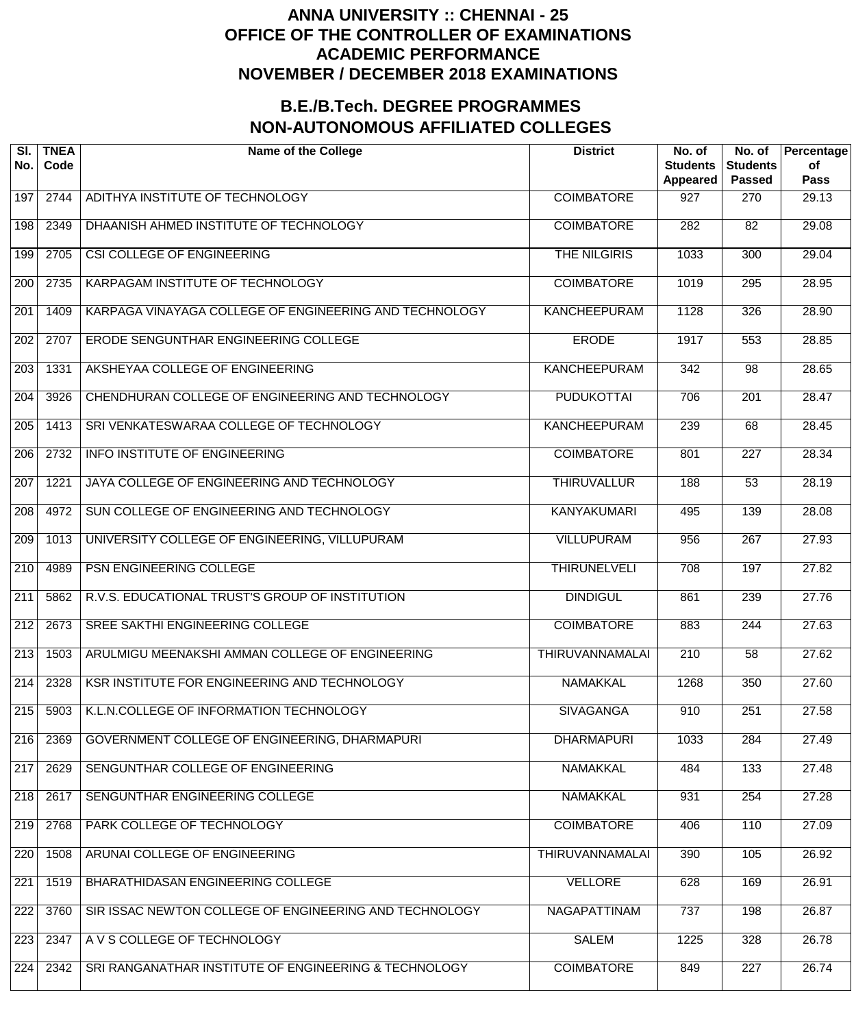# ANNA UNIVERSITY :: CHENNAI - 25
# OFFICE OF THE CONTROLLER OF EXAMINATIONS
# ACADEMIC PERFORMANCE
# NOVEMBER / DECEMBER 2018 EXAMINATIONS

## B.E./B.Tech. DEGREE PROGRAMMES
## NON-AUTONOMOUS AFFILIATED COLLEGES

| Sl. No. | TNEA Code | Name of the College | District | No. of Students Appeared | No. of Students Passed | Percentage of Pass |
|---|---|---|---|---|---|---|
| 197 | 2744 | ADITHYA INSTITUTE OF TECHNOLOGY | COIMBATORE | 927 | 270 | 29.13 |
| 198 | 2349 | DHAANISH AHMED INSTITUTE OF TECHNOLOGY | COIMBATORE | 282 | 82 | 29.08 |
| 199 | 2705 | CSI COLLEGE OF ENGINEERING | THE NILGIRIS | 1033 | 300 | 29.04 |
| 200 | 2735 | KARPAGAM INSTITUTE OF TECHNOLOGY | COIMBATORE | 1019 | 295 | 28.95 |
| 201 | 1409 | KARPAGA VINAYAGA COLLEGE OF ENGINEERING AND TECHNOLOGY | KANCHEEPURAM | 1128 | 326 | 28.90 |
| 202 | 2707 | ERODE SENGUNTHAR ENGINEERING COLLEGE | ERODE | 1917 | 553 | 28.85 |
| 203 | 1331 | AKSHEYAA COLLEGE OF ENGINEERING | KANCHEEPURAM | 342 | 98 | 28.65 |
| 204 | 3926 | CHENDHURAN COLLEGE OF ENGINEERING AND TECHNOLOGY | PUDUKOTTAI | 706 | 201 | 28.47 |
| 205 | 1413 | SRI VENKATESWARAA COLLEGE OF TECHNOLOGY | KANCHEEPURAM | 239 | 68 | 28.45 |
| 206 | 2732 | INFO INSTITUTE OF ENGINEERING | COIMBATORE | 801 | 227 | 28.34 |
| 207 | 1221 | JAYA COLLEGE OF ENGINEERING AND TECHNOLOGY | THIRUVALLUR | 188 | 53 | 28.19 |
| 208 | 4972 | SUN COLLEGE OF ENGINEERING AND TECHNOLOGY | KANYAKUMARI | 495 | 139 | 28.08 |
| 209 | 1013 | UNIVERSITY COLLEGE OF ENGINEERING, VILLUPURAM | VILLUPURAM | 956 | 267 | 27.93 |
| 210 | 4989 | PSN ENGINEERING COLLEGE | THIRUNELVELI | 708 | 197 | 27.82 |
| 211 | 5862 | R.V.S. EDUCATIONAL TRUST'S GROUP OF INSTITUTION | DINDIGUL | 861 | 239 | 27.76 |
| 212 | 2673 | SREE SAKTHI ENGINEERING COLLEGE | COIMBATORE | 883 | 244 | 27.63 |
| 213 | 1503 | ARULMIGU MEENAKSHI AMMAN COLLEGE OF ENGINEERING | THIRUVANNAMALAI | 210 | 58 | 27.62 |
| 214 | 2328 | KSR INSTITUTE FOR ENGINEERING AND TECHNOLOGY | NAMAKKAL | 1268 | 350 | 27.60 |
| 215 | 5903 | K.L.N.COLLEGE OF INFORMATION TECHNOLOGY | SIVAGANGA | 910 | 251 | 27.58 |
| 216 | 2369 | GOVERNMENT COLLEGE OF ENGINEERING, DHARMAPURI | DHARMAPURI | 1033 | 284 | 27.49 |
| 217 | 2629 | SENGUNTHAR COLLEGE OF ENGINEERING | NAMAKKAL | 484 | 133 | 27.48 |
| 218 | 2617 | SENGUNTHAR ENGINEERING COLLEGE | NAMAKKAL | 931 | 254 | 27.28 |
| 219 | 2768 | PARK COLLEGE OF TECHNOLOGY | COIMBATORE | 406 | 110 | 27.09 |
| 220 | 1508 | ARUNAI COLLEGE OF ENGINEERING | THIRUVANNAMALAI | 390 | 105 | 26.92 |
| 221 | 1519 | BHARATHIDASAN ENGINEERING COLLEGE | VELLORE | 628 | 169 | 26.91 |
| 222 | 3760 | SIR ISSAC NEWTON COLLEGE OF ENGINEERING AND TECHNOLOGY | NAGAPATTINAM | 737 | 198 | 26.87 |
| 223 | 2347 | A V S COLLEGE OF TECHNOLOGY | SALEM | 1225 | 328 | 26.78 |
| 224 | 2342 | SRI RANGANATHAR INSTITUTE OF ENGINEERING & TECHNOLOGY | COIMBATORE | 849 | 227 | 26.74 |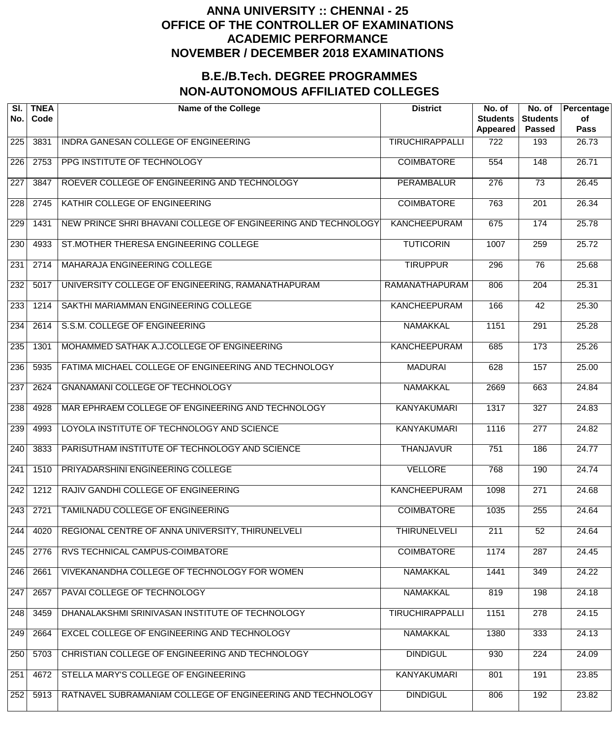# ANNA UNIVERSITY :: CHENNAI - 25
# OFFICE OF THE CONTROLLER OF EXAMINATIONS
# ACADEMIC PERFORMANCE
# NOVEMBER / DECEMBER 2018 EXAMINATIONS

## B.E./B.Tech. DEGREE PROGRAMMES
## NON-AUTONOMOUS AFFILIATED COLLEGES

| Sl. No. | TNEA Code | Name of the College | District | No. of Students Appeared | No. of Students Passed | Percentage of Pass |
|---|---|---|---|---|---|---|
| 225 | 3831 | INDRA GANESAN COLLEGE OF ENGINEERING | TIRUCHIRAPPALLI | 722 | 193 | 26.73 |
| 226 | 2753 | PPG INSTITUTE OF TECHNOLOGY | COIMBATORE | 554 | 148 | 26.71 |
| 227 | 3847 | ROEVER COLLEGE OF ENGINEERING AND TECHNOLOGY | PERAMBALUR | 276 | 73 | 26.45 |
| 228 | 2745 | KATHIR COLLEGE OF ENGINEERING | COIMBATORE | 763 | 201 | 26.34 |
| 229 | 1431 | NEW PRINCE SHRI BHAVANI COLLEGE OF ENGINEERING AND TECHNOLOGY | KANCHEEPURAM | 675 | 174 | 25.78 |
| 230 | 4933 | ST.MOTHER THERESA ENGINEERING COLLEGE | TUTICORIN | 1007 | 259 | 25.72 |
| 231 | 2714 | MAHARAJA ENGINEERING COLLEGE | TIRUPPUR | 296 | 76 | 25.68 |
| 232 | 5017 | UNIVERSITY COLLEGE OF ENGINEERING, RAMANATHAPURAM | RAMANATHAPURAM | 806 | 204 | 25.31 |
| 233 | 1214 | SAKTHI MARIAMMAN ENGINEERING COLLEGE | KANCHEEPURAM | 166 | 42 | 25.30 |
| 234 | 2614 | S.S.M. COLLEGE OF ENGINEERING | NAMAKKAL | 1151 | 291 | 25.28 |
| 235 | 1301 | MOHAMMED SATHAK A.J.COLLEGE OF ENGINEERING | KANCHEEPURAM | 685 | 173 | 25.26 |
| 236 | 5935 | FATIMA MICHAEL COLLEGE OF ENGINEERING AND TECHNOLOGY | MADURAI | 628 | 157 | 25.00 |
| 237 | 2624 | GNANAMANI COLLEGE OF TECHNOLOGY | NAMAKKAL | 2669 | 663 | 24.84 |
| 238 | 4928 | MAR EPHRAEM COLLEGE OF ENGINEERING AND TECHNOLOGY | KANYAKUMARI | 1317 | 327 | 24.83 |
| 239 | 4993 | LOYOLA INSTITUTE OF TECHNOLOGY AND SCIENCE | KANYAKUMARI | 1116 | 277 | 24.82 |
| 240 | 3833 | PARISUTHAM INSTITUTE OF TECHNOLOGY AND SCIENCE | THANJAVUR | 751 | 186 | 24.77 |
| 241 | 1510 | PRIYADARSHINI ENGINEERING COLLEGE | VELLORE | 768 | 190 | 24.74 |
| 242 | 1212 | RAJIV GANDHI COLLEGE OF ENGINEERING | KANCHEEPURAM | 1098 | 271 | 24.68 |
| 243 | 2721 | TAMILNADU COLLEGE OF ENGINEERING | COIMBATORE | 1035 | 255 | 24.64 |
| 244 | 4020 | REGIONAL CENTRE OF ANNA UNIVERSITY, THIRUNELVELI | THIRUNELVELI | 211 | 52 | 24.64 |
| 245 | 2776 | RVS TECHNICAL CAMPUS-COIMBATORE | COIMBATORE | 1174 | 287 | 24.45 |
| 246 | 2661 | VIVEKANANDHA COLLEGE OF TECHNOLOGY FOR WOMEN | NAMAKKAL | 1441 | 349 | 24.22 |
| 247 | 2657 | PAVAI COLLEGE OF TECHNOLOGY | NAMAKKAL | 819 | 198 | 24.18 |
| 248 | 3459 | DHANALAKSHMI SRINIVASAN INSTITUTE OF TECHNOLOGY | TIRUCHIRAPPALLI | 1151 | 278 | 24.15 |
| 249 | 2664 | EXCEL COLLEGE OF ENGINEERING AND TECHNOLOGY | NAMAKKAL | 1380 | 333 | 24.13 |
| 250 | 5703 | CHRISTIAN COLLEGE OF ENGINEERING AND TECHNOLOGY | DINDIGUL | 930 | 224 | 24.09 |
| 251 | 4672 | STELLA MARY'S COLLEGE OF ENGINEERING | KANYAKUMARI | 801 | 191 | 23.85 |
| 252 | 5913 | RATNAVEL SUBRAMANIAM COLLEGE OF ENGINEERING AND TECHNOLOGY | DINDIGUL | 806 | 192 | 23.82 |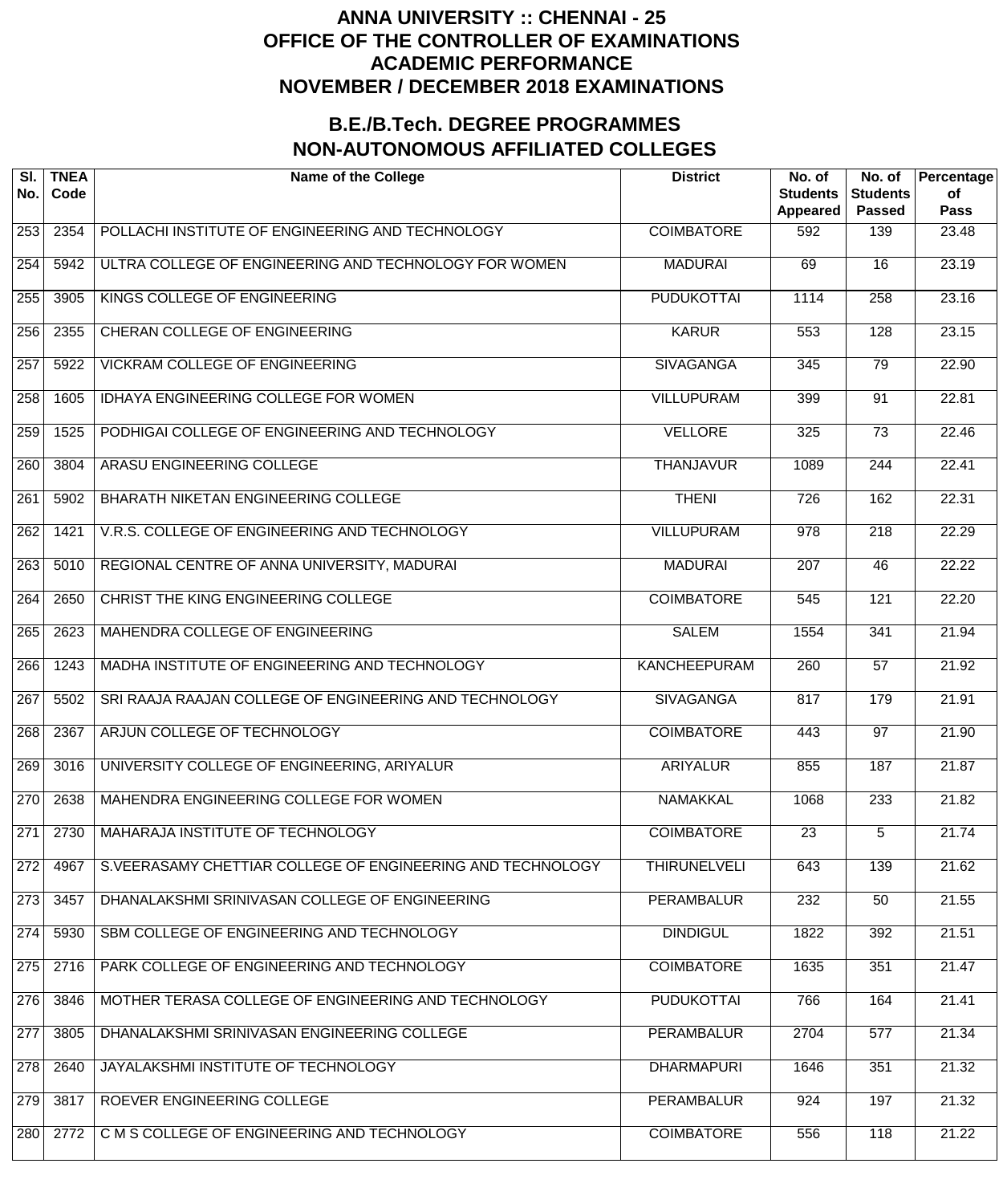# ANNA UNIVERSITY :: CHENNAI - 25
# OFFICE OF THE CONTROLLER OF EXAMINATIONS
# ACADEMIC PERFORMANCE
# NOVEMBER / DECEMBER 2018 EXAMINATIONS

## B.E./B.Tech. DEGREE PROGRAMMES
## NON-AUTONOMOUS AFFILIATED COLLEGES

| Sl. No. | TNEA Code | Name of the College | District | No. of Students Appeared | No. of Students Passed | Percentage of Pass |
|---|---|---|---|---|---|---|
| 253 | 2354 | POLLACHI INSTITUTE OF ENGINEERING AND TECHNOLOGY | COIMBATORE | 592 | 139 | 23.48 |
| 254 | 5942 | ULTRA COLLEGE OF ENGINEERING AND TECHNOLOGY FOR WOMEN | MADURAI | 69 | 16 | 23.19 |
| 255 | 3905 | KINGS COLLEGE OF ENGINEERING | PUDUKOTTAI | 1114 | 258 | 23.16 |
| 256 | 2355 | CHERAN COLLEGE OF ENGINEERING | KARUR | 553 | 128 | 23.15 |
| 257 | 5922 | VICKRAM COLLEGE OF ENGINEERING | SIVAGANGA | 345 | 79 | 22.90 |
| 258 | 1605 | IDHAYA ENGINEERING COLLEGE FOR WOMEN | VILLUPURAM | 399 | 91 | 22.81 |
| 259 | 1525 | PODHIGAI COLLEGE OF ENGINEERING AND TECHNOLOGY | VELLORE | 325 | 73 | 22.46 |
| 260 | 3804 | ARASU ENGINEERING COLLEGE | THANJAVUR | 1089 | 244 | 22.41 |
| 261 | 5902 | BHARATH NIKETAN ENGINEERING COLLEGE | THENI | 726 | 162 | 22.31 |
| 262 | 1421 | V.R.S. COLLEGE OF ENGINEERING AND TECHNOLOGY | VILLUPURAM | 978 | 218 | 22.29 |
| 263 | 5010 | REGIONAL CENTRE OF ANNA UNIVERSITY, MADURAI | MADURAI | 207 | 46 | 22.22 |
| 264 | 2650 | CHRIST THE KING ENGINEERING COLLEGE | COIMBATORE | 545 | 121 | 22.20 |
| 265 | 2623 | MAHENDRA COLLEGE OF ENGINEERING | SALEM | 1554 | 341 | 21.94 |
| 266 | 1243 | MADHA INSTITUTE OF ENGINEERING AND TECHNOLOGY | KANCHEEPURAM | 260 | 57 | 21.92 |
| 267 | 5502 | SRI RAAJA RAAJAN COLLEGE OF ENGINEERING AND TECHNOLOGY | SIVAGANGA | 817 | 179 | 21.91 |
| 268 | 2367 | ARJUN COLLEGE OF TECHNOLOGY | COIMBATORE | 443 | 97 | 21.90 |
| 269 | 3016 | UNIVERSITY COLLEGE OF ENGINEERING, ARIYALUR | ARIYALUR | 855 | 187 | 21.87 |
| 270 | 2638 | MAHENDRA ENGINEERING COLLEGE FOR WOMEN | NAMAKKAL | 1068 | 233 | 21.82 |
| 271 | 2730 | MAHARAJA INSTITUTE OF TECHNOLOGY | COIMBATORE | 23 | 5 | 21.74 |
| 272 | 4967 | S.VEERASAMY CHETTIAR COLLEGE OF ENGINEERING AND TECHNOLOGY | THIRUNELVELI | 643 | 139 | 21.62 |
| 273 | 3457 | DHANALAKSHMI SRINIVASAN COLLEGE OF ENGINEERING | PERAMBALUR | 232 | 50 | 21.55 |
| 274 | 5930 | SBM COLLEGE OF ENGINEERING AND TECHNOLOGY | DINDIGUL | 1822 | 392 | 21.51 |
| 275 | 2716 | PARK COLLEGE OF ENGINEERING AND TECHNOLOGY | COIMBATORE | 1635 | 351 | 21.47 |
| 276 | 3846 | MOTHER TERASA COLLEGE OF ENGINEERING AND TECHNOLOGY | PUDUKOTTAI | 766 | 164 | 21.41 |
| 277 | 3805 | DHANALAKSHMI SRINIVASAN ENGINEERING COLLEGE | PERAMBALUR | 2704 | 577 | 21.34 |
| 278 | 2640 | JAYALAKSHMI INSTITUTE OF TECHNOLOGY | DHARMAPURI | 1646 | 351 | 21.32 |
| 279 | 3817 | ROEVER ENGINEERING COLLEGE | PERAMBALUR | 924 | 197 | 21.32 |
| 280 | 2772 | C M S COLLEGE OF ENGINEERING AND TECHNOLOGY | COIMBATORE | 556 | 118 | 21.22 |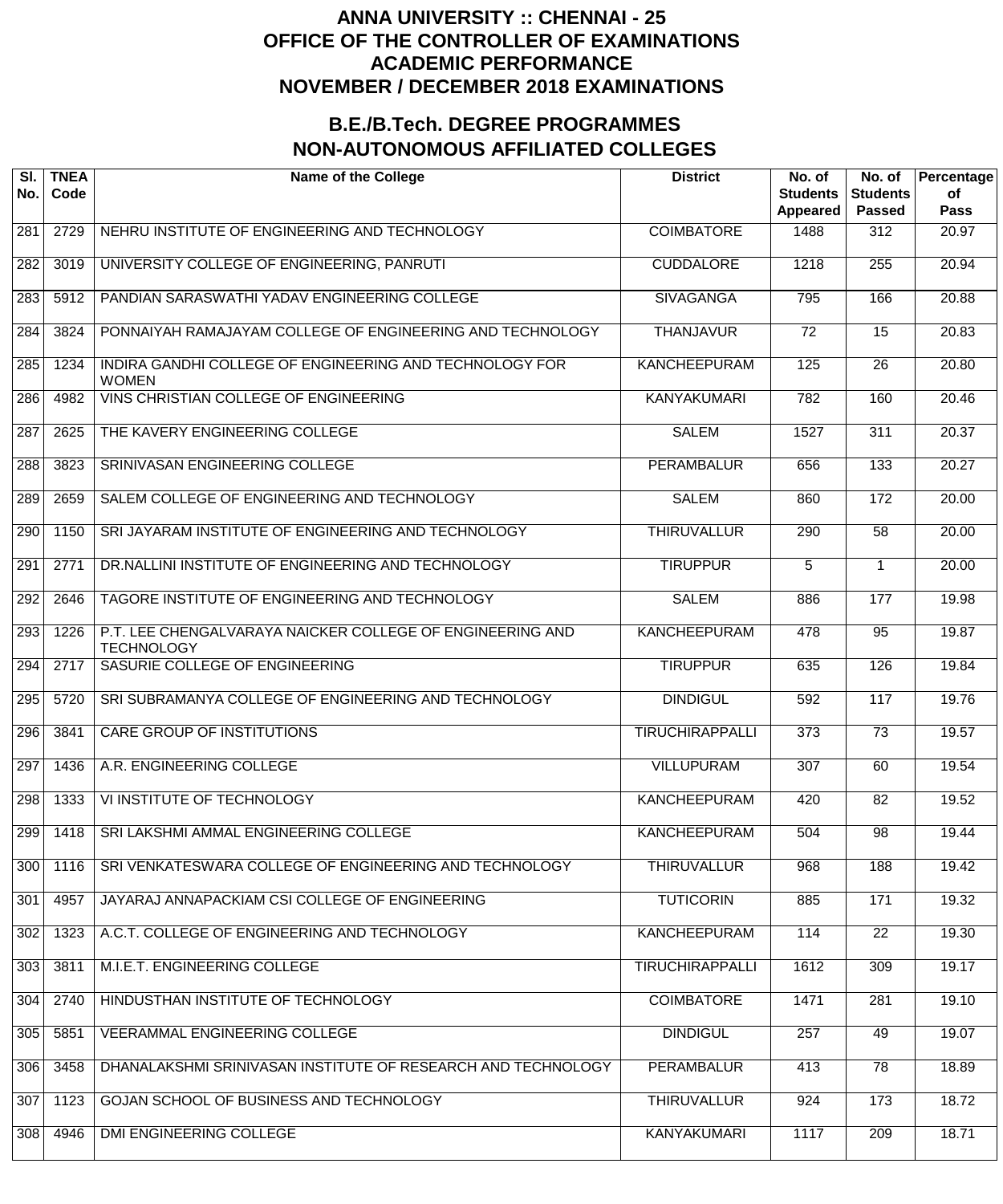# ANNA UNIVERSITY :: CHENNAI - 25
# OFFICE OF THE CONTROLLER OF EXAMINATIONS
# ACADEMIC PERFORMANCE
# NOVEMBER / DECEMBER 2018 EXAMINATIONS

## B.E./B.Tech. DEGREE PROGRAMMES
## NON-AUTONOMOUS AFFILIATED COLLEGES

| Sl. No. | TNEA Code | Name of the College | District | No. of Students Appeared | No. of Students Passed | Percentage of Pass |
|---|---|---|---|---|---|---|
| 281 | 2729 | NEHRU INSTITUTE OF ENGINEERING AND TECHNOLOGY | COIMBATORE | 1488 | 312 | 20.97 |
| 282 | 3019 | UNIVERSITY COLLEGE OF ENGINEERING, PANRUTI | CUDDALORE | 1218 | 255 | 20.94 |
| 283 | 5912 | PANDIAN SARASWATHI YADAV ENGINEERING COLLEGE | SIVAGANGA | 795 | 166 | 20.88 |
| 284 | 3824 | PONNAIYAH RAMAJAYAM COLLEGE OF ENGINEERING AND TECHNOLOGY | THANJAVUR | 72 | 15 | 20.83 |
| 285 | 1234 | INDIRA GANDHI COLLEGE OF ENGINEERING AND TECHNOLOGY FOR WOMEN | KANCHEEPURAM | 125 | 26 | 20.80 |
| 286 | 4982 | VINS CHRISTIAN COLLEGE OF ENGINEERING | KANYAKUMARI | 782 | 160 | 20.46 |
| 287 | 2625 | THE KAVERY ENGINEERING COLLEGE | SALEM | 1527 | 311 | 20.37 |
| 288 | 3823 | SRINIVASAN ENGINEERING COLLEGE | PERAMBALUR | 656 | 133 | 20.27 |
| 289 | 2659 | SALEM COLLEGE OF ENGINEERING AND TECHNOLOGY | SALEM | 860 | 172 | 20.00 |
| 290 | 1150 | SRI JAYARAM INSTITUTE OF ENGINEERING AND TECHNOLOGY | THIRUVALLUR | 290 | 58 | 20.00 |
| 291 | 2771 | DR.NALLINI INSTITUTE OF ENGINEERING AND TECHNOLOGY | TIRUPPUR | 5 | 1 | 20.00 |
| 292 | 2646 | TAGORE INSTITUTE OF ENGINEERING AND TECHNOLOGY | SALEM | 886 | 177 | 19.98 |
| 293 | 1226 | P.T. LEE CHENGALVARAYA NAICKER COLLEGE OF ENGINEERING AND TECHNOLOGY | KANCHEEPURAM | 478 | 95 | 19.87 |
| 294 | 2717 | SASURIE COLLEGE OF ENGINEERING | TIRUPPUR | 635 | 126 | 19.84 |
| 295 | 5720 | SRI SUBRAMANYA COLLEGE OF ENGINEERING AND TECHNOLOGY | DINDIGUL | 592 | 117 | 19.76 |
| 296 | 3841 | CARE GROUP OF INSTITUTIONS | TIRUCHIRAPPALLI | 373 | 73 | 19.57 |
| 297 | 1436 | A.R. ENGINEERING COLLEGE | VILLUPURAM | 307 | 60 | 19.54 |
| 298 | 1333 | VI INSTITUTE OF TECHNOLOGY | KANCHEEPURAM | 420 | 82 | 19.52 |
| 299 | 1418 | SRI LAKSHMI AMMAL ENGINEERING COLLEGE | KANCHEEPURAM | 504 | 98 | 19.44 |
| 300 | 1116 | SRI VENKATESWARA COLLEGE OF ENGINEERING AND TECHNOLOGY | THIRUVALLUR | 968 | 188 | 19.42 |
| 301 | 4957 | JAYARAJ ANNAPACKIAM CSI COLLEGE OF ENGINEERING | TUTICORIN | 885 | 171 | 19.32 |
| 302 | 1323 | A.C.T. COLLEGE OF ENGINEERING AND TECHNOLOGY | KANCHEEPURAM | 114 | 22 | 19.30 |
| 303 | 3811 | M.I.E.T. ENGINEERING COLLEGE | TIRUCHIRAPPALLI | 1612 | 309 | 19.17 |
| 304 | 2740 | HINDUSTHAN INSTITUTE OF TECHNOLOGY | COIMBATORE | 1471 | 281 | 19.10 |
| 305 | 5851 | VEERAMMAL ENGINEERING COLLEGE | DINDIGUL | 257 | 49 | 19.07 |
| 306 | 3458 | DHANALAKSHMI SRINIVASAN INSTITUTE OF RESEARCH AND TECHNOLOGY | PERAMBALUR | 413 | 78 | 18.89 |
| 307 | 1123 | GOJAN SCHOOL OF BUSINESS AND TECHNOLOGY | THIRUVALLUR | 924 | 173 | 18.72 |
| 308 | 4946 | DMI ENGINEERING COLLEGE | KANYAKUMARI | 1117 | 209 | 18.71 |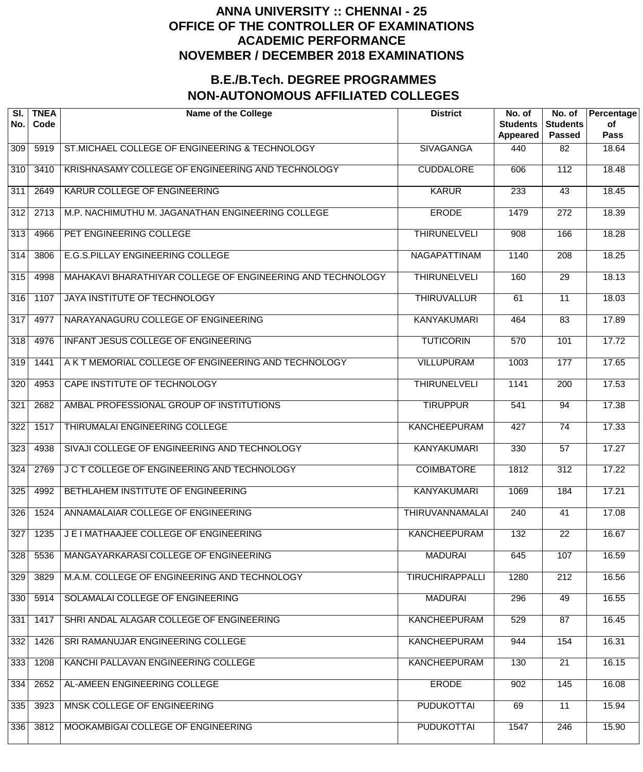# ANNA UNIVERSITY :: CHENNAI - 25
# OFFICE OF THE CONTROLLER OF EXAMINATIONS
# ACADEMIC PERFORMANCE
# NOVEMBER / DECEMBER 2018 EXAMINATIONS

## B.E./B.Tech. DEGREE PROGRAMMES
## NON-AUTONOMOUS AFFILIATED COLLEGES

| Sl. No. | TNEA Code | Name of the College | District | No. of Students Appeared | No. of Students Passed | Percentage of Pass |
|---|---|---|---|---|---|---|
| 309 | 5919 | ST.MICHAEL COLLEGE OF ENGINEERING & TECHNOLOGY | SIVAGANGA | 440 | 82 | 18.64 |
| 310 | 3410 | KRISHNASAMY COLLEGE OF ENGINEERING AND TECHNOLOGY | CUDDALORE | 606 | 112 | 18.48 |
| 311 | 2649 | KARUR COLLEGE OF ENGINEERING | KARUR | 233 | 43 | 18.45 |
| 312 | 2713 | M.P. NACHIMUTHU M. JAGANATHAN ENGINEERING COLLEGE | ERODE | 1479 | 272 | 18.39 |
| 313 | 4966 | PET ENGINEERING COLLEGE | THIRUNELVELI | 908 | 166 | 18.28 |
| 314 | 3806 | E.G.S.PILLAY ENGINEERING COLLEGE | NAGAPATTINAM | 1140 | 208 | 18.25 |
| 315 | 4998 | MAHAKAVI BHARATHIYAR COLLEGE OF ENGINEERING AND TECHNOLOGY | THIRUNELVELI | 160 | 29 | 18.13 |
| 316 | 1107 | JAYA INSTITUTE OF TECHNOLOGY | THIRUVALLUR | 61 | 11 | 18.03 |
| 317 | 4977 | NARAYANAGURU COLLEGE OF ENGINEERING | KANYAKUMARI | 464 | 83 | 17.89 |
| 318 | 4976 | INFANT JESUS COLLEGE OF ENGINEERING | TUTICORIN | 570 | 101 | 17.72 |
| 319 | 1441 | A K T MEMORIAL COLLEGE OF ENGINEERING AND TECHNOLOGY | VILLUPURAM | 1003 | 177 | 17.65 |
| 320 | 4953 | CAPE INSTITUTE OF TECHNOLOGY | THIRUNELVELI | 1141 | 200 | 17.53 |
| 321 | 2682 | AMBAL PROFESSIONAL GROUP OF INSTITUTIONS | TIRUPPUR | 541 | 94 | 17.38 |
| 322 | 1517 | THIRUMALAI ENGINEERING COLLEGE | KANCHEEPURAM | 427 | 74 | 17.33 |
| 323 | 4938 | SIVAJI COLLEGE OF ENGINEERING AND TECHNOLOGY | KANYAKUMARI | 330 | 57 | 17.27 |
| 324 | 2769 | J C T COLLEGE OF ENGINEERING AND TECHNOLOGY | COIMBATORE | 1812 | 312 | 17.22 |
| 325 | 4992 | BETHLAHEM INSTITUTE OF ENGINEERING | KANYAKUMARI | 1069 | 184 | 17.21 |
| 326 | 1524 | ANNAMALAIAR COLLEGE OF ENGINEERING | THIRUVANNAMALAI | 240 | 41 | 17.08 |
| 327 | 1235 | J E I MATHAAJEE COLLEGE OF ENGINEERING | KANCHEEPURAM | 132 | 22 | 16.67 |
| 328 | 5536 | MANGAYARKARASI COLLEGE OF ENGINEERING | MADURAI | 645 | 107 | 16.59 |
| 329 | 3829 | M.A.M. COLLEGE OF ENGINEERING AND TECHNOLOGY | TIRUCHIRAPPALLI | 1280 | 212 | 16.56 |
| 330 | 5914 | SOLAMALAI COLLEGE OF ENGINEERING | MADURAI | 296 | 49 | 16.55 |
| 331 | 1417 | SHRI ANDAL ALAGAR COLLEGE OF ENGINEERING | KANCHEEPURAM | 529 | 87 | 16.45 |
| 332 | 1426 | SRI RAMANUJAR ENGINEERING COLLEGE | KANCHEEPURAM | 944 | 154 | 16.31 |
| 333 | 1208 | KANCHI PALLAVAN ENGINEERING COLLEGE | KANCHEEPURAM | 130 | 21 | 16.15 |
| 334 | 2652 | AL-AMEEN ENGINEERING COLLEGE | ERODE | 902 | 145 | 16.08 |
| 335 | 3923 | MNSK COLLEGE OF ENGINEERING | PUDUKOTTAI | 69 | 11 | 15.94 |
| 336 | 3812 | MOOKAMBIGAI COLLEGE OF ENGINEERING | PUDUKOTTAI | 1547 | 246 | 15.90 |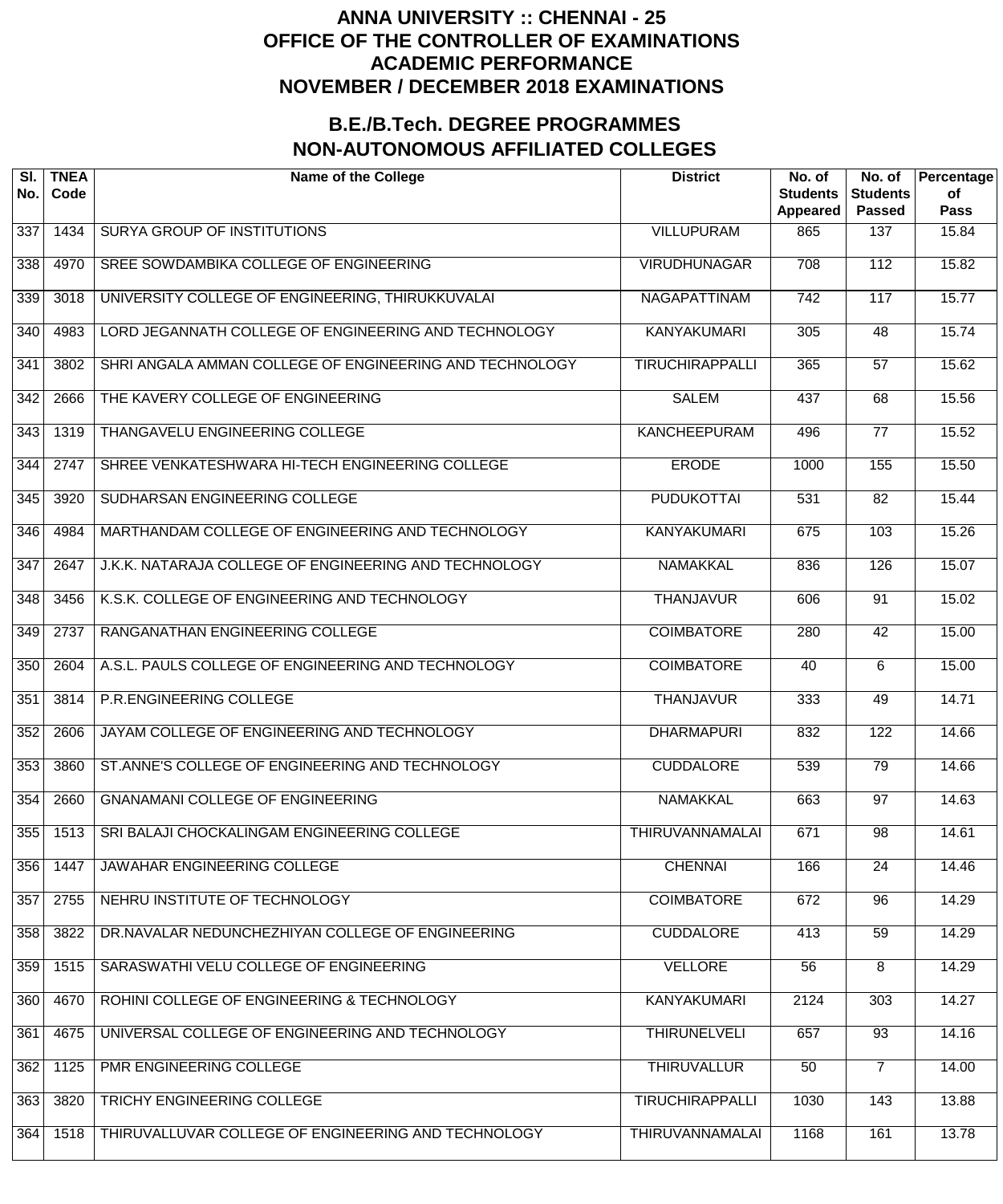# ANNA UNIVERSITY :: CHENNAI - 25
# OFFICE OF THE CONTROLLER OF EXAMINATIONS
# ACADEMIC PERFORMANCE
# NOVEMBER / DECEMBER 2018 EXAMINATIONS

## B.E./B.Tech. DEGREE PROGRAMMES
## NON-AUTONOMOUS AFFILIATED COLLEGES

| Sl. No. | TNEA Code | Name of the College | District | No. of Students Appeared | No. of Students Passed | Percentage of Pass |
|---|---|---|---|---|---|---|
| 337 | 1434 | SURYA GROUP OF INSTITUTIONS | VILLUPURAM | 865 | 137 | 15.84 |
| 338 | 4970 | SREE SOWDAMBIKA COLLEGE OF ENGINEERING | VIRUDHUNAGAR | 708 | 112 | 15.82 |
| 339 | 3018 | UNIVERSITY COLLEGE OF ENGINEERING, THIRUKKUVALAI | NAGAPATTINAM | 742 | 117 | 15.77 |
| 340 | 4983 | LORD JEGANNATH COLLEGE OF ENGINEERING AND TECHNOLOGY | KANYAKUMARI | 305 | 48 | 15.74 |
| 341 | 3802 | SHRI ANGALA AMMAN COLLEGE OF ENGINEERING AND TECHNOLOGY | TIRUCHIRAPPALLI | 365 | 57 | 15.62 |
| 342 | 2666 | THE KAVERY COLLEGE OF ENGINEERING | SALEM | 437 | 68 | 15.56 |
| 343 | 1319 | THANGAVELU ENGINEERING COLLEGE | KANCHEEPURAM | 496 | 77 | 15.52 |
| 344 | 2747 | SHREE VENKATESHWARA HI-TECH ENGINEERING COLLEGE | ERODE | 1000 | 155 | 15.50 |
| 345 | 3920 | SUDHARSAN ENGINEERING COLLEGE | PUDUKOTTAI | 531 | 82 | 15.44 |
| 346 | 4984 | MARTHANDAM COLLEGE OF ENGINEERING AND TECHNOLOGY | KANYAKUMARI | 675 | 103 | 15.26 |
| 347 | 2647 | J.K.K. NATARAJA COLLEGE OF ENGINEERING AND TECHNOLOGY | NAMAKKAL | 836 | 126 | 15.07 |
| 348 | 3456 | K.S.K. COLLEGE OF ENGINEERING AND TECHNOLOGY | THANJAVUR | 606 | 91 | 15.02 |
| 349 | 2737 | RANGANATHAN ENGINEERING COLLEGE | COIMBATORE | 280 | 42 | 15.00 |
| 350 | 2604 | A.S.L. PAULS COLLEGE OF ENGINEERING AND TECHNOLOGY | COIMBATORE | 40 | 6 | 15.00 |
| 351 | 3814 | P.R.ENGINEERING COLLEGE | THANJAVUR | 333 | 49 | 14.71 |
| 352 | 2606 | JAYAM COLLEGE OF ENGINEERING AND TECHNOLOGY | DHARMAPURI | 832 | 122 | 14.66 |
| 353 | 3860 | ST.ANNE'S COLLEGE OF ENGINEERING AND TECHNOLOGY | CUDDALORE | 539 | 79 | 14.66 |
| 354 | 2660 | GNANAMANI COLLEGE OF ENGINEERING | NAMAKKAL | 663 | 97 | 14.63 |
| 355 | 1513 | SRI BALAJI CHOCKALINGAM ENGINEERING COLLEGE | THIRUVANNAMALAI | 671 | 98 | 14.61 |
| 356 | 1447 | JAWAHAR ENGINEERING COLLEGE | CHENNAI | 166 | 24 | 14.46 |
| 357 | 2755 | NEHRU INSTITUTE OF TECHNOLOGY | COIMBATORE | 672 | 96 | 14.29 |
| 358 | 3822 | DR.NAVALAR NEDUNCHEZHIYAN COLLEGE OF ENGINEERING | CUDDALORE | 413 | 59 | 14.29 |
| 359 | 1515 | SARASWATHI VELU COLLEGE OF ENGINEERING | VELLORE | 56 | 8 | 14.29 |
| 360 | 4670 | ROHINI COLLEGE OF ENGINEERING & TECHNOLOGY | KANYAKUMARI | 2124 | 303 | 14.27 |
| 361 | 4675 | UNIVERSAL COLLEGE OF ENGINEERING AND TECHNOLOGY | THIRUNELVELI | 657 | 93 | 14.16 |
| 362 | 1125 | PMR ENGINEERING COLLEGE | THIRUVALLUR | 50 | 7 | 14.00 |
| 363 | 3820 | TRICHY ENGINEERING COLLEGE | TIRUCHIRAPPALLI | 1030 | 143 | 13.88 |
| 364 | 1518 | THIRUVALLUVAR COLLEGE OF ENGINEERING AND TECHNOLOGY | THIRUVANNAMALAI | 1168 | 161 | 13.78 |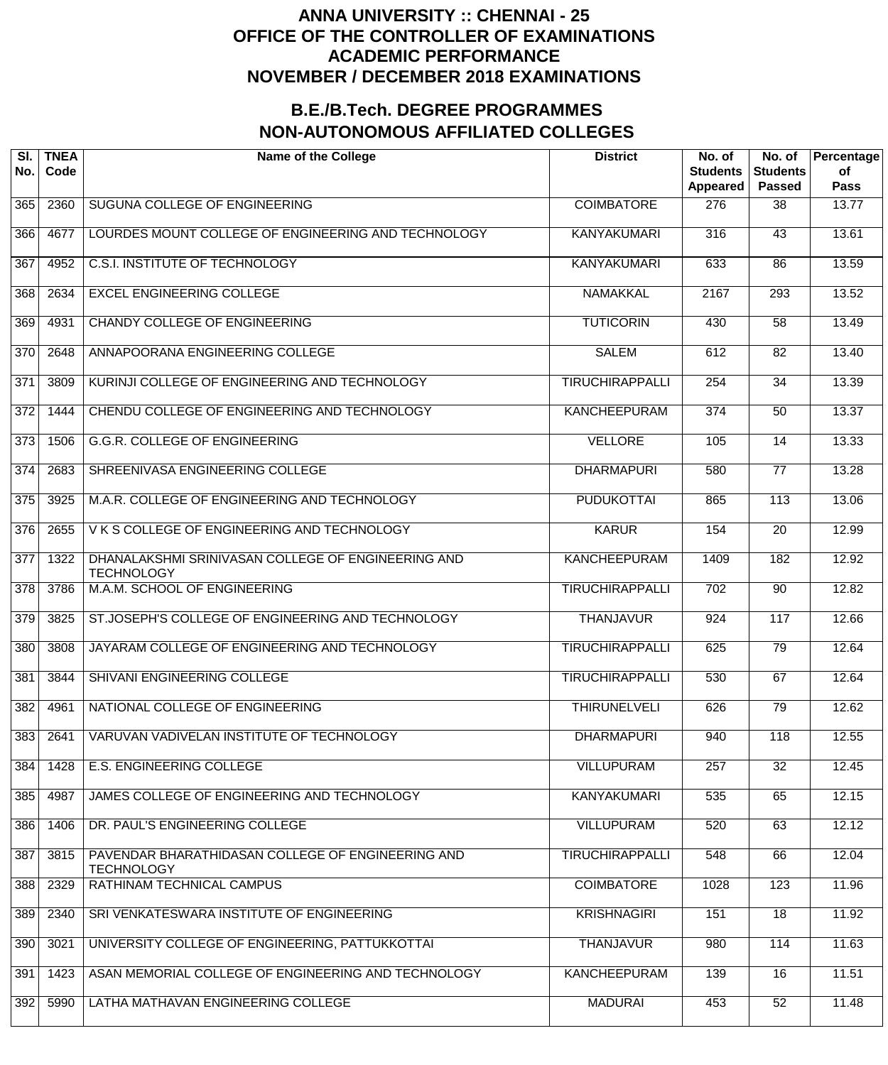# ANNA UNIVERSITY :: CHENNAI - 25
# OFFICE OF THE CONTROLLER OF EXAMINATIONS
# ACADEMIC PERFORMANCE
# NOVEMBER / DECEMBER 2018 EXAMINATIONS

## B.E./B.Tech. DEGREE PROGRAMMES
## NON-AUTONOMOUS AFFILIATED COLLEGES

| Sl. No. | TNEA Code | Name of the College | District | No. of Students Appeared | No. of Students Passed | Percentage of Pass |
|---|---|---|---|---|---|---|
| 365 | 2360 | SUGUNA COLLEGE OF ENGINEERING | COIMBATORE | 276 | 38 | 13.77 |
| 366 | 4677 | LOURDES MOUNT COLLEGE OF ENGINEERING AND TECHNOLOGY | KANYAKUMARI | 316 | 43 | 13.61 |
| 367 | 4952 | C.S.I. INSTITUTE OF TECHNOLOGY | KANYAKUMARI | 633 | 86 | 13.59 |
| 368 | 2634 | EXCEL ENGINEERING COLLEGE | NAMAKKAL | 2167 | 293 | 13.52 |
| 369 | 4931 | CHANDY COLLEGE OF ENGINEERING | TUTICORIN | 430 | 58 | 13.49 |
| 370 | 2648 | ANNAPOORANA ENGINEERING COLLEGE | SALEM | 612 | 82 | 13.40 |
| 371 | 3809 | KURINJI COLLEGE OF ENGINEERING AND TECHNOLOGY | TIRUCHIRAPPALLI | 254 | 34 | 13.39 |
| 372 | 1444 | CHENDU COLLEGE OF ENGINEERING AND TECHNOLOGY | KANCHEEPURAM | 374 | 50 | 13.37 |
| 373 | 1506 | G.G.R. COLLEGE OF ENGINEERING | VELLORE | 105 | 14 | 13.33 |
| 374 | 2683 | SHREENIVASA ENGINEERING COLLEGE | DHARMAPURI | 580 | 77 | 13.28 |
| 375 | 3925 | M.A.R. COLLEGE OF ENGINEERING AND TECHNOLOGY | PUDUKOTTAI | 865 | 113 | 13.06 |
| 376 | 2655 | V K S COLLEGE OF ENGINEERING AND TECHNOLOGY | KARUR | 154 | 20 | 12.99 |
| 377 | 1322 | DHANALAKSHMI SRINIVASAN COLLEGE OF ENGINEERING AND TECHNOLOGY | KANCHEEPURAM | 1409 | 182 | 12.92 |
| 378 | 3786 | M.A.M. SCHOOL OF ENGINEERING | TIRUCHIRAPPALLI | 702 | 90 | 12.82 |
| 379 | 3825 | ST.JOSEPH'S COLLEGE OF ENGINEERING AND TECHNOLOGY | THANJAVUR | 924 | 117 | 12.66 |
| 380 | 3808 | JAYARAM COLLEGE OF ENGINEERING AND TECHNOLOGY | TIRUCHIRAPPALLI | 625 | 79 | 12.64 |
| 381 | 3844 | SHIVANI ENGINEERING COLLEGE | TIRUCHIRAPPALLI | 530 | 67 | 12.64 |
| 382 | 4961 | NATIONAL COLLEGE OF ENGINEERING | THIRUNELVELI | 626 | 79 | 12.62 |
| 383 | 2641 | VARUVAN VADIVELAN INSTITUTE OF TECHNOLOGY | DHARMAPURI | 940 | 118 | 12.55 |
| 384 | 1428 | E.S. ENGINEERING COLLEGE | VILLUPURAM | 257 | 32 | 12.45 |
| 385 | 4987 | JAMES COLLEGE OF ENGINEERING AND TECHNOLOGY | KANYAKUMARI | 535 | 65 | 12.15 |
| 386 | 1406 | DR. PAUL'S ENGINEERING COLLEGE | VILLUPURAM | 520 | 63 | 12.12 |
| 387 | 3815 | PAVENDAR BHARATHIDASAN COLLEGE OF ENGINEERING AND TECHNOLOGY | TIRUCHIRAPPALLI | 548 | 66 | 12.04 |
| 388 | 2329 | RATHINAM TECHNICAL CAMPUS | COIMBATORE | 1028 | 123 | 11.96 |
| 389 | 2340 | SRI VENKATESWARA INSTITUTE OF ENGINEERING | KRISHNAGIRI | 151 | 18 | 11.92 |
| 390 | 3021 | UNIVERSITY COLLEGE OF ENGINEERING, PATTUKKOTTAI | THANJAVUR | 980 | 114 | 11.63 |
| 391 | 1423 | ASAN MEMORIAL COLLEGE OF ENGINEERING AND TECHNOLOGY | KANCHEEPURAM | 139 | 16 | 11.51 |
| 392 | 5990 | LATHA MATHAVAN ENGINEERING COLLEGE | MADURAI | 453 | 52 | 11.48 |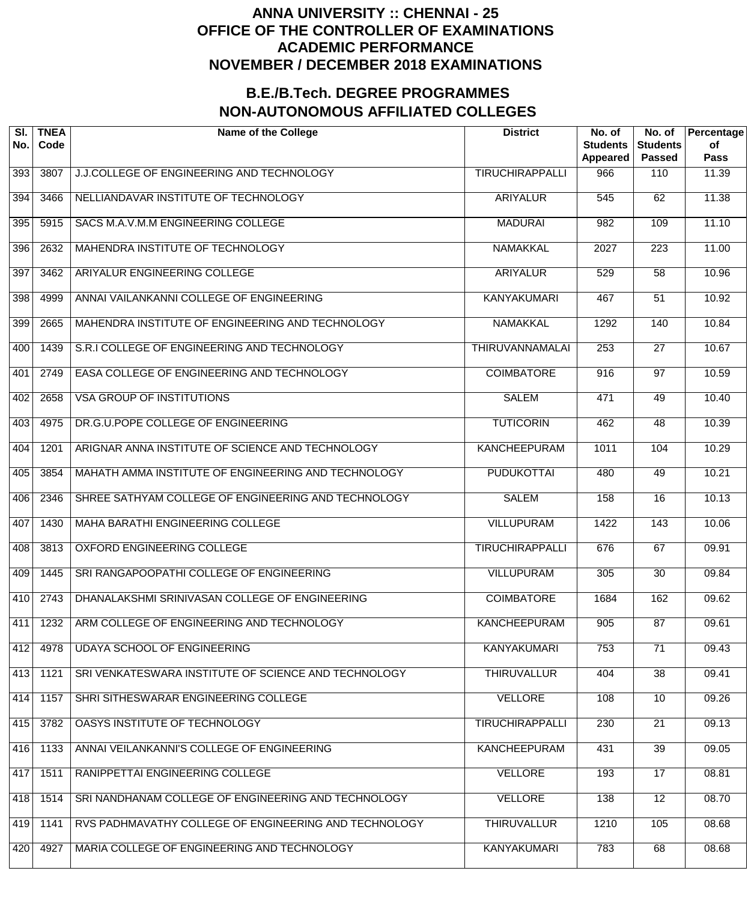# ANNA UNIVERSITY :: CHENNAI - 25
# OFFICE OF THE CONTROLLER OF EXAMINATIONS
# ACADEMIC PERFORMANCE
# NOVEMBER / DECEMBER 2018 EXAMINATIONS

## B.E./B.Tech. DEGREE PROGRAMMES
## NON-AUTONOMOUS AFFILIATED COLLEGES

| Sl. No. | TNEA Code | Name of the College | District | No. of Students Appeared | No. of Students Passed | Percentage of Pass |
|---|---|---|---|---|---|---|
| 393 | 3807 | J.J.COLLEGE OF ENGINEERING AND TECHNOLOGY | TIRUCHIRAPPALLI | 966 | 110 | 11.39 |
| 394 | 3466 | NELLIANDAVAR INSTITUTE OF TECHNOLOGY | ARIYALUR | 545 | 62 | 11.38 |
| 395 | 5915 | SACS M.A.V.M.M ENGINEERING COLLEGE | MADURAI | 982 | 109 | 11.10 |
| 396 | 2632 | MAHENDRA INSTITUTE OF TECHNOLOGY | NAMAKKAL | 2027 | 223 | 11.00 |
| 397 | 3462 | ARIYALUR ENGINEERING COLLEGE | ARIYALUR | 529 | 58 | 10.96 |
| 398 | 4999 | ANNAI VAILANKANNI COLLEGE OF ENGINEERING | KANYAKUMARI | 467 | 51 | 10.92 |
| 399 | 2665 | MAHENDRA INSTITUTE OF ENGINEERING AND TECHNOLOGY | NAMAKKAL | 1292 | 140 | 10.84 |
| 400 | 1439 | S.R.I COLLEGE OF ENGINEERING AND TECHNOLOGY | THIRUVANNAMALAI | 253 | 27 | 10.67 |
| 401 | 2749 | EASA COLLEGE OF ENGINEERING AND TECHNOLOGY | COIMBATORE | 916 | 97 | 10.59 |
| 402 | 2658 | VSA GROUP OF INSTITUTIONS | SALEM | 471 | 49 | 10.40 |
| 403 | 4975 | DR.G.U.POPE COLLEGE OF ENGINEERING | TUTICORIN | 462 | 48 | 10.39 |
| 404 | 1201 | ARIGNAR ANNA INSTITUTE OF SCIENCE AND TECHNOLOGY | KANCHEEPURAM | 1011 | 104 | 10.29 |
| 405 | 3854 | MAHATH AMMA INSTITUTE OF ENGINEERING AND TECHNOLOGY | PUDUKOTTAI | 480 | 49 | 10.21 |
| 406 | 2346 | SHREE SATHYAM COLLEGE OF ENGINEERING AND TECHNOLOGY | SALEM | 158 | 16 | 10.13 |
| 407 | 1430 | MAHA BARATHI ENGINEERING COLLEGE | VILLUPURAM | 1422 | 143 | 10.06 |
| 408 | 3813 | OXFORD ENGINEERING COLLEGE | TIRUCHIRAPPALLI | 676 | 67 | 09.91 |
| 409 | 1445 | SRI RANGAPOOPATHI COLLEGE OF ENGINEERING | VILLUPURAM | 305 | 30 | 09.84 |
| 410 | 2743 | DHANALAKSHMI SRINIVASAN COLLEGE OF ENGINEERING | COIMBATORE | 1684 | 162 | 09.62 |
| 411 | 1232 | ARM COLLEGE OF ENGINEERING AND TECHNOLOGY | KANCHEEPURAM | 905 | 87 | 09.61 |
| 412 | 4978 | UDAYA SCHOOL OF ENGINEERING | KANYAKUMARI | 753 | 71 | 09.43 |
| 413 | 1121 | SRI VENKATESWARA INSTITUTE OF SCIENCE AND TECHNOLOGY | THIRUVALLUR | 404 | 38 | 09.41 |
| 414 | 1157 | SHRI SITHESWARAR ENGINEERING COLLEGE | VELLORE | 108 | 10 | 09.26 |
| 415 | 3782 | OASYS INSTITUTE OF TECHNOLOGY | TIRUCHIRAPPALLI | 230 | 21 | 09.13 |
| 416 | 1133 | ANNAI VEILANKANNI'S COLLEGE OF ENGINEERING | KANCHEEPURAM | 431 | 39 | 09.05 |
| 417 | 1511 | RANIPPETTAI ENGINEERING COLLEGE | VELLORE | 193 | 17 | 08.81 |
| 418 | 1514 | SRI NANDHANAM COLLEGE OF ENGINEERING AND TECHNOLOGY | VELLORE | 138 | 12 | 08.70 |
| 419 | 1141 | RVS PADHMAVATHY COLLEGE OF ENGINEERING AND TECHNOLOGY | THIRUVALLUR | 1210 | 105 | 08.68 |
| 420 | 4927 | MARIA COLLEGE OF ENGINEERING AND TECHNOLOGY | KANYAKUMARI | 783 | 68 | 08.68 |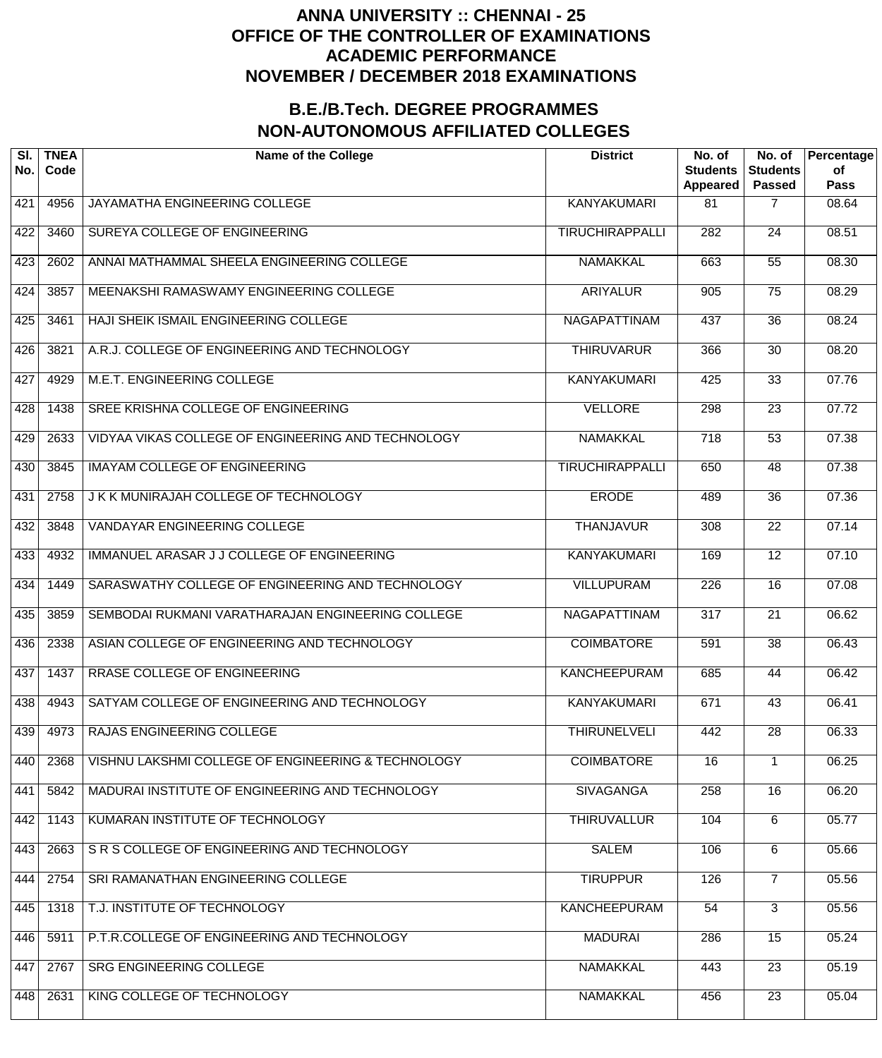# ANNA UNIVERSITY :: CHENNAI - 25
# OFFICE OF THE CONTROLLER OF EXAMINATIONS
# ACADEMIC PERFORMANCE
# NOVEMBER / DECEMBER 2018 EXAMINATIONS

## B.E./B.Tech. DEGREE PROGRAMMES
## NON-AUTONOMOUS AFFILIATED COLLEGES

| Sl. No. | TNEA Code | Name of the College | District | No. of Students Appeared | No. of Students Passed | Percentage of Pass |
|---|---|---|---|---|---|---|
| 421 | 4956 | JAYAMATHA ENGINEERING COLLEGE | KANYAKUMARI | 81 | 7 | 08.64 |
| 422 | 3460 | SUREYA COLLEGE OF ENGINEERING | TIRUCHIRAPPALLI | 282 | 24 | 08.51 |
| 423 | 2602 | ANNAI MATHAMMAL SHEELA ENGINEERING COLLEGE | NAMAKKAL | 663 | 55 | 08.30 |
| 424 | 3857 | MEENAKSHI RAMASWAMY ENGINEERING COLLEGE | ARIYALUR | 905 | 75 | 08.29 |
| 425 | 3461 | HAJI SHEIK ISMAIL ENGINEERING COLLEGE | NAGAPATTINAM | 437 | 36 | 08.24 |
| 426 | 3821 | A.R.J. COLLEGE OF ENGINEERING AND TECHNOLOGY | THIRUVARUR | 366 | 30 | 08.20 |
| 427 | 4929 | M.E.T. ENGINEERING COLLEGE | KANYAKUMARI | 425 | 33 | 07.76 |
| 428 | 1438 | SREE KRISHNA COLLEGE OF ENGINEERING | VELLORE | 298 | 23 | 07.72 |
| 429 | 2633 | VIDYAA VIKAS COLLEGE OF ENGINEERING AND TECHNOLOGY | NAMAKKAL | 718 | 53 | 07.38 |
| 430 | 3845 | IMAYAM COLLEGE OF ENGINEERING | TIRUCHIRAPPALLI | 650 | 48 | 07.38 |
| 431 | 2758 | J K K MUNIRAJAH COLLEGE OF TECHNOLOGY | ERODE | 489 | 36 | 07.36 |
| 432 | 3848 | VANDAYAR ENGINEERING COLLEGE | THANJAVUR | 308 | 22 | 07.14 |
| 433 | 4932 | IMMANUEL ARASAR J J COLLEGE OF ENGINEERING | KANYAKUMARI | 169 | 12 | 07.10 |
| 434 | 1449 | SARASWATHY COLLEGE OF ENGINEERING AND TECHNOLOGY | VILLUPURAM | 226 | 16 | 07.08 |
| 435 | 3859 | SEMBODAI RUKMANI VARATHARAJAN ENGINEERING COLLEGE | NAGAPATTINAM | 317 | 21 | 06.62 |
| 436 | 2338 | ASIAN COLLEGE OF ENGINEERING AND TECHNOLOGY | COIMBATORE | 591 | 38 | 06.43 |
| 437 | 1437 | RRASE COLLEGE OF ENGINEERING | KANCHEEPURAM | 685 | 44 | 06.42 |
| 438 | 4943 | SATYAM COLLEGE OF ENGINEERING AND TECHNOLOGY | KANYAKUMARI | 671 | 43 | 06.41 |
| 439 | 4973 | RAJAS ENGINEERING COLLEGE | THIRUNELVELI | 442 | 28 | 06.33 |
| 440 | 2368 | VISHNU LAKSHMI COLLEGE OF ENGINEERING & TECHNOLOGY | COIMBATORE | 16 | 1 | 06.25 |
| 441 | 5842 | MADURAI INSTITUTE OF ENGINEERING AND TECHNOLOGY | SIVAGANGA | 258 | 16 | 06.20 |
| 442 | 1143 | KUMARAN INSTITUTE OF TECHNOLOGY | THIRUVALLUR | 104 | 6 | 05.77 |
| 443 | 2663 | S R S COLLEGE OF ENGINEERING AND TECHNOLOGY | SALEM | 106 | 6 | 05.66 |
| 444 | 2754 | SRI RAMANATHAN ENGINEERING COLLEGE | TIRUPPUR | 126 | 7 | 05.56 |
| 445 | 1318 | T.J. INSTITUTE OF TECHNOLOGY | KANCHEEPURAM | 54 | 3 | 05.56 |
| 446 | 5911 | P.T.R.COLLEGE OF ENGINEERING AND TECHNOLOGY | MADURAI | 286 | 15 | 05.24 |
| 447 | 2767 | SRG ENGINEERING COLLEGE | NAMAKKAL | 443 | 23 | 05.19 |
| 448 | 2631 | KING COLLEGE OF TECHNOLOGY | NAMAKKAL | 456 | 23 | 05.04 |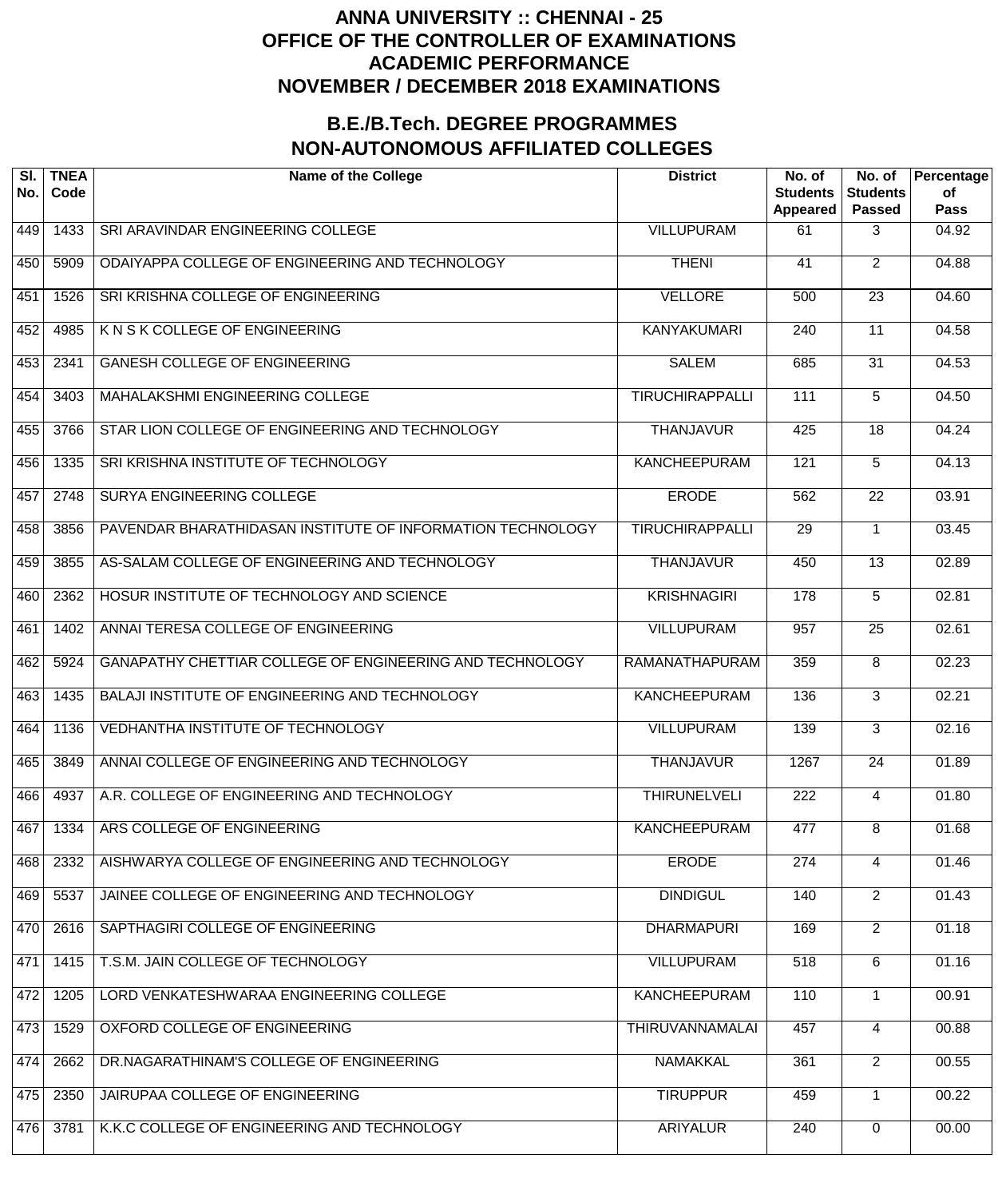# ANNA UNIVERSITY :: CHENNAI - 25
# OFFICE OF THE CONTROLLER OF EXAMINATIONS
# ACADEMIC PERFORMANCE
# NOVEMBER / DECEMBER 2018 EXAMINATIONS

## B.E./B.Tech. DEGREE PROGRAMMES
## NON-AUTONOMOUS AFFILIATED COLLEGES

| Sl. No. | TNEA Code | Name of the College | District | No. of Students Appeared | No. of Students Passed | Percentage of Pass |
|---|---|---|---|---|---|---|
| 449 | 1433 | SRI ARAVINDAR ENGINEERING COLLEGE | VILLUPURAM | 61 | 3 | 04.92 |
| 450 | 5909 | ODAIYAPPA COLLEGE OF ENGINEERING AND TECHNOLOGY | THENI | 41 | 2 | 04.88 |
| 451 | 1526 | SRI KRISHNA COLLEGE OF ENGINEERING | VELLORE | 500 | 23 | 04.60 |
| 452 | 4985 | K N S K COLLEGE OF ENGINEERING | KANYAKUMARI | 240 | 11 | 04.58 |
| 453 | 2341 | GANESH COLLEGE OF ENGINEERING | SALEM | 685 | 31 | 04.53 |
| 454 | 3403 | MAHALAKSHMI ENGINEERING COLLEGE | TIRUCHIRAPPALLI | 111 | 5 | 04.50 |
| 455 | 3766 | STAR LION COLLEGE OF ENGINEERING AND TECHNOLOGY | THANJAVUR | 425 | 18 | 04.24 |
| 456 | 1335 | SRI KRISHNA INSTITUTE OF TECHNOLOGY | KANCHEEPURAM | 121 | 5 | 04.13 |
| 457 | 2748 | SURYA ENGINEERING COLLEGE | ERODE | 562 | 22 | 03.91 |
| 458 | 3856 | PAVENDAR BHARATHIDASAN INSTITUTE OF INFORMATION TECHNOLOGY | TIRUCHIRAPPALLI | 29 | 1 | 03.45 |
| 459 | 3855 | AS-SALAM COLLEGE OF ENGINEERING AND TECHNOLOGY | THANJAVUR | 450 | 13 | 02.89 |
| 460 | 2362 | HOSUR INSTITUTE OF TECHNOLOGY AND SCIENCE | KRISHNAGIRI | 178 | 5 | 02.81 |
| 461 | 1402 | ANNAI TERESA COLLEGE OF ENGINEERING | VILLUPURAM | 957 | 25 | 02.61 |
| 462 | 5924 | GANAPATHY CHETTIAR COLLEGE OF ENGINEERING AND TECHNOLOGY | RAMANATHAPURAM | 359 | 8 | 02.23 |
| 463 | 1435 | BALAJI INSTITUTE OF ENGINEERING AND TECHNOLOGY | KANCHEEPURAM | 136 | 3 | 02.21 |
| 464 | 1136 | VEDHANTHA INSTITUTE OF TECHNOLOGY | VILLUPURAM | 139 | 3 | 02.16 |
| 465 | 3849 | ANNAI COLLEGE OF ENGINEERING AND TECHNOLOGY | THANJAVUR | 1267 | 24 | 01.89 |
| 466 | 4937 | A.R. COLLEGE OF ENGINEERING AND TECHNOLOGY | THIRUNELVELI | 222 | 4 | 01.80 |
| 467 | 1334 | ARS COLLEGE OF ENGINEERING | KANCHEEPURAM | 477 | 8 | 01.68 |
| 468 | 2332 | AISHWARYA COLLEGE OF ENGINEERING AND TECHNOLOGY | ERODE | 274 | 4 | 01.46 |
| 469 | 5537 | JAINEE COLLEGE OF ENGINEERING AND TECHNOLOGY | DINDIGUL | 140 | 2 | 01.43 |
| 470 | 2616 | SAPTHAGIRI COLLEGE OF ENGINEERING | DHARMAPURI | 169 | 2 | 01.18 |
| 471 | 1415 | T.S.M. JAIN COLLEGE OF TECHNOLOGY | VILLUPURAM | 518 | 6 | 01.16 |
| 472 | 1205 | LORD VENKATESHWARAA ENGINEERING COLLEGE | KANCHEEPURAM | 110 | 1 | 00.91 |
| 473 | 1529 | OXFORD COLLEGE OF ENGINEERING | THIRUVANNAMALAI | 457 | 4 | 00.88 |
| 474 | 2662 | DR.NAGARATHINAM'S COLLEGE OF ENGINEERING | NAMAKKAL | 361 | 2 | 00.55 |
| 475 | 2350 | JAIRUPAA COLLEGE OF ENGINEERING | TIRUPPUR | 459 | 1 | 00.22 |
| 476 | 3781 | K.K.C COLLEGE OF ENGINEERING AND TECHNOLOGY | ARIYALUR | 240 | 0 | 00.00 |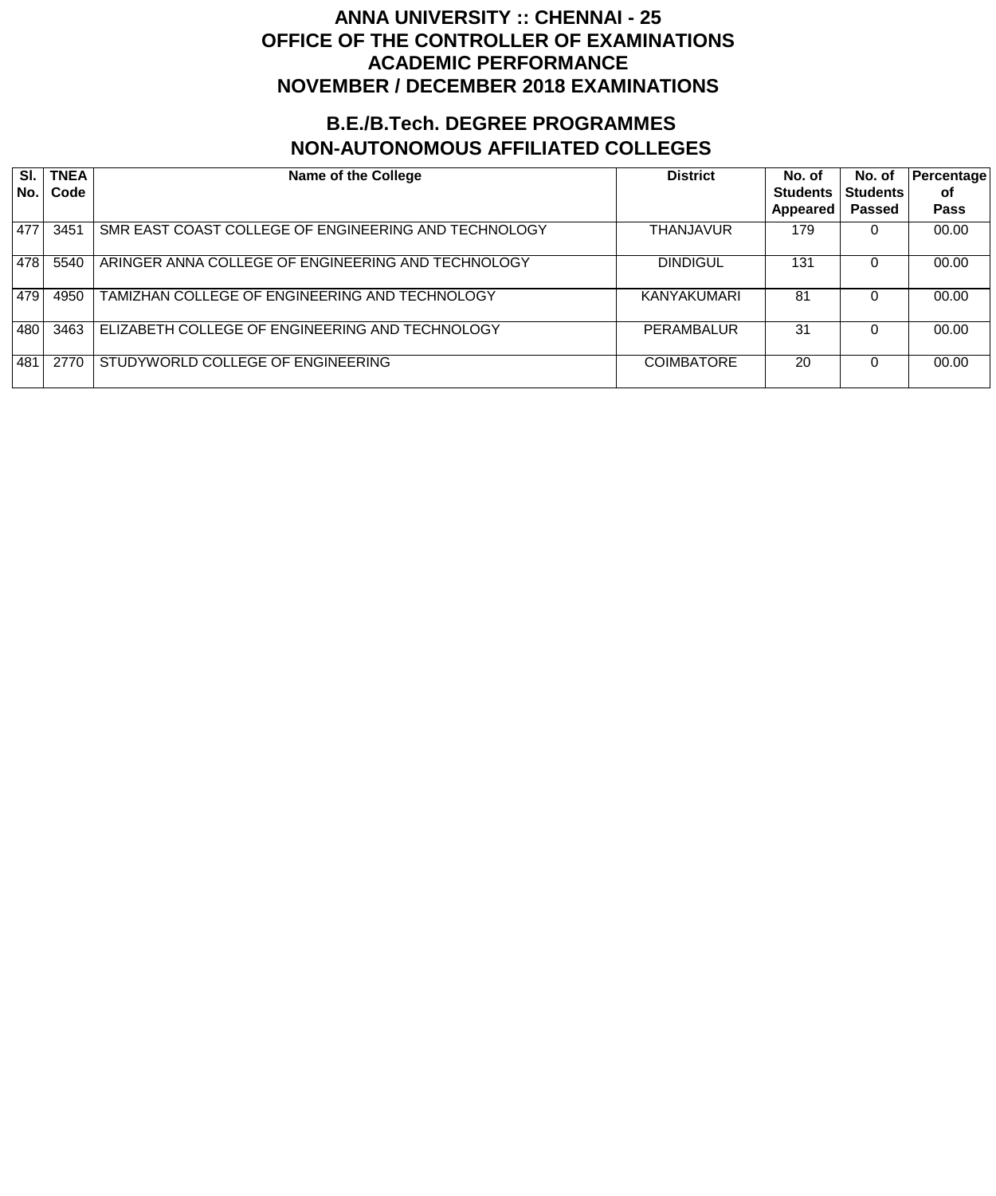# ANNA UNIVERSITY :: CHENNAI - 25
# OFFICE OF THE CONTROLLER OF EXAMINATIONS
# ACADEMIC PERFORMANCE
# NOVEMBER / DECEMBER 2018 EXAMINATIONS

## B.E./B.Tech. DEGREE PROGRAMMES
## NON-AUTONOMOUS AFFILIATED COLLEGES

| Sl. No. | TNEA Code | Name of the College | District | No. of Students Appeared | No. of Students Passed | Percentage of Pass |
|---|---|---|---|---|---|---|
| 477 | 3451 | SMR EAST COAST COLLEGE OF ENGINEERING AND TECHNOLOGY | THANJAVUR | 179 | 0 | 00.00 |
| 478 | 5540 | ARINGER ANNA COLLEGE OF ENGINEERING AND TECHNOLOGY | DINDIGUL | 131 | 0 | 00.00 |
| 479 | 4950 | TAMIZHAN COLLEGE OF ENGINEERING AND TECHNOLOGY | KANYAKUMARI | 81 | 0 | 00.00 |
| 480 | 3463 | ELIZABETH COLLEGE OF ENGINEERING AND TECHNOLOGY | PERAMBALUR | 31 | 0 | 00.00 |
| 481 | 2770 | STUDYWORLD COLLEGE OF ENGINEERING | COIMBATORE | 20 | 0 | 00.00 |